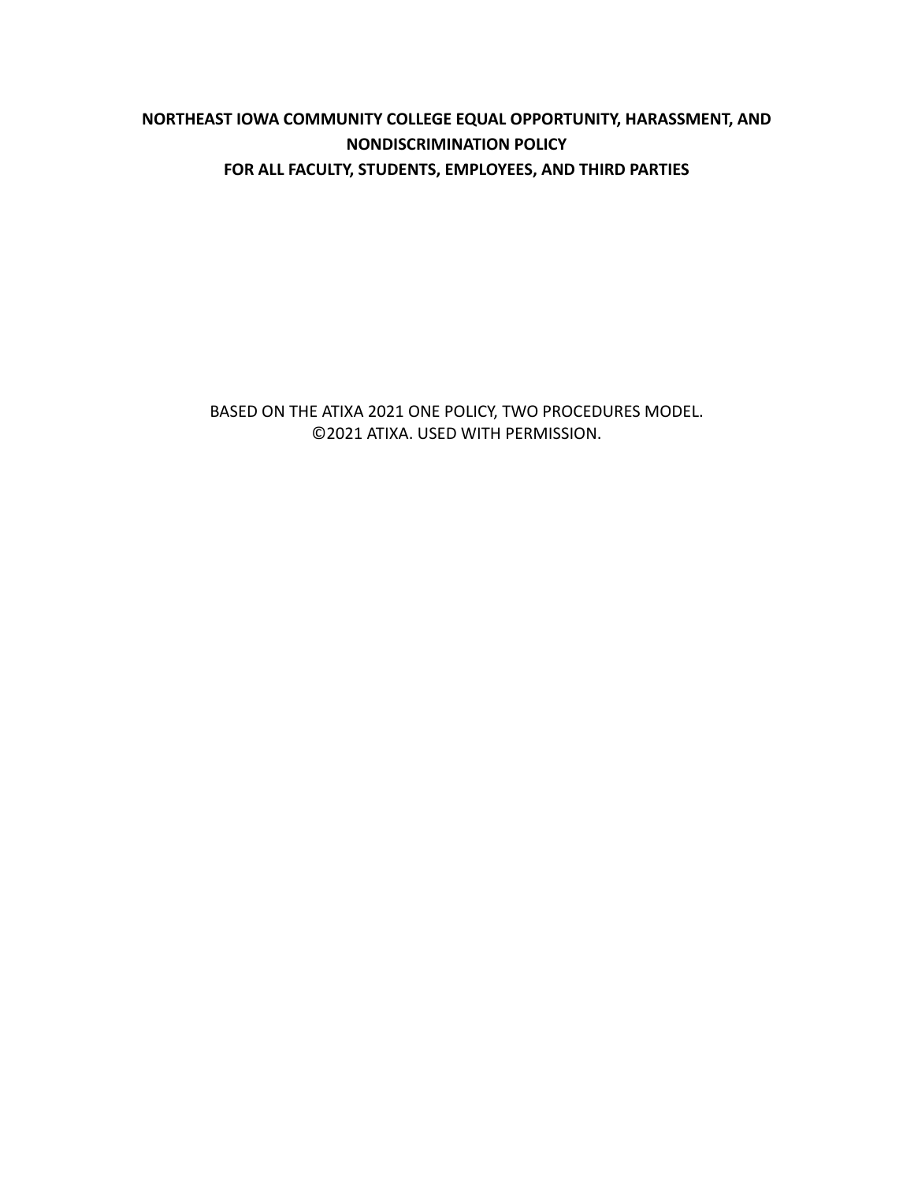# NORTHEAST IOWA COMMUNITY COLLEGE EQUAL OPPORTUNITY, HARASSMENT, AND NONDISCRIMINATION POLICY

## FOR ALL FACULTY, STUDENTS, EMPLOYEES, AND THIRD PARTIES

BASED ON THE ATIXA 2021 ONE POLICY, TWO PROCEDURES MODEL.
©2021 ATIXA. USED WITH PERMISSION.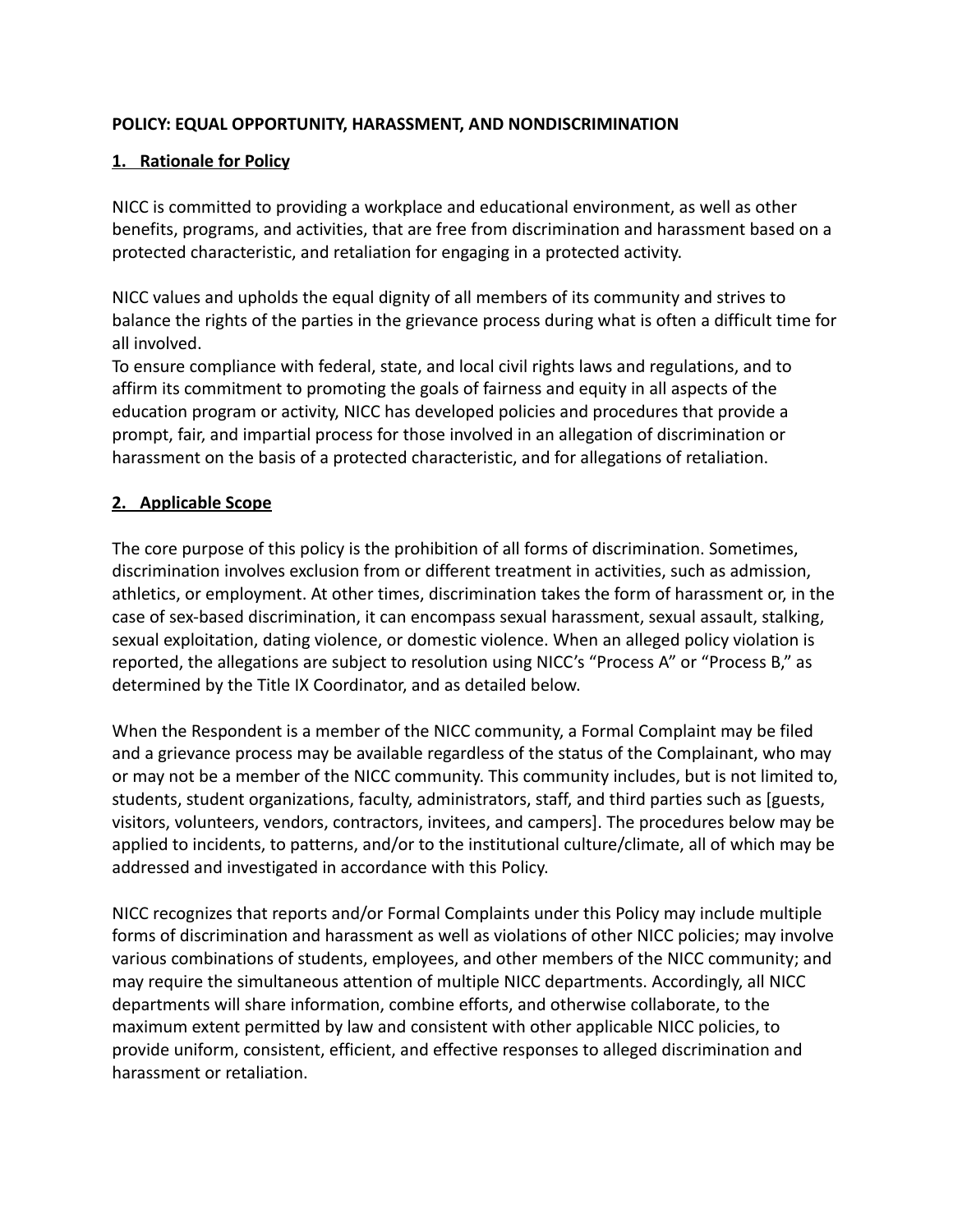**POLICY: EQUAL OPPORTUNITY, HARASSMENT, AND NONDISCRIMINATION**

## 1. Rationale for Policy

NICC is committed to providing a workplace and educational environment, as well as other benefits, programs, and activities, that are free from discrimination and harassment based on a protected characteristic, and retaliation for engaging in a protected activity.

NICC values and upholds the equal dignity of all members of its community and strives to balance the rights of the parties in the grievance process during what is often a difficult time for all involved.

To ensure compliance with federal, state, and local civil rights laws and regulations, and to affirm its commitment to promoting the goals of fairness and equity in all aspects of the education program or activity, NICC has developed policies and procedures that provide a prompt, fair, and impartial process for those involved in an allegation of discrimination or harassment on the basis of a protected characteristic, and for allegations of retaliation.

## 2. Applicable Scope

The core purpose of this policy is the prohibition of all forms of discrimination. Sometimes, discrimination involves exclusion from or different treatment in activities, such as admission, athletics, or employment. At other times, discrimination takes the form of harassment or, in the case of sex-based discrimination, it can encompass sexual harassment, sexual assault, stalking, sexual exploitation, dating violence, or domestic violence. When an alleged policy violation is reported, the allegations are subject to resolution using NICC's "Process A" or "Process B," as determined by the Title IX Coordinator, and as detailed below.

When the Respondent is a member of the NICC community, a Formal Complaint may be filed and a grievance process may be available regardless of the status of the Complainant, who may or may not be a member of the NICC community. This community includes, but is not limited to, students, student organizations, faculty, administrators, staff, and third parties such as [guests, visitors, volunteers, vendors, contractors, invitees, and campers]. The procedures below may be applied to incidents, to patterns, and/or to the institutional culture/climate, all of which may be addressed and investigated in accordance with this Policy.

NICC recognizes that reports and/or Formal Complaints under this Policy may include multiple forms of discrimination and harassment as well as violations of other NICC policies; may involve various combinations of students, employees, and other members of the NICC community; and may require the simultaneous attention of multiple NICC departments. Accordingly, all NICC departments will share information, combine efforts, and otherwise collaborate, to the maximum extent permitted by law and consistent with other applicable NICC policies, to provide uniform, consistent, efficient, and effective responses to alleged discrimination and harassment or retaliation.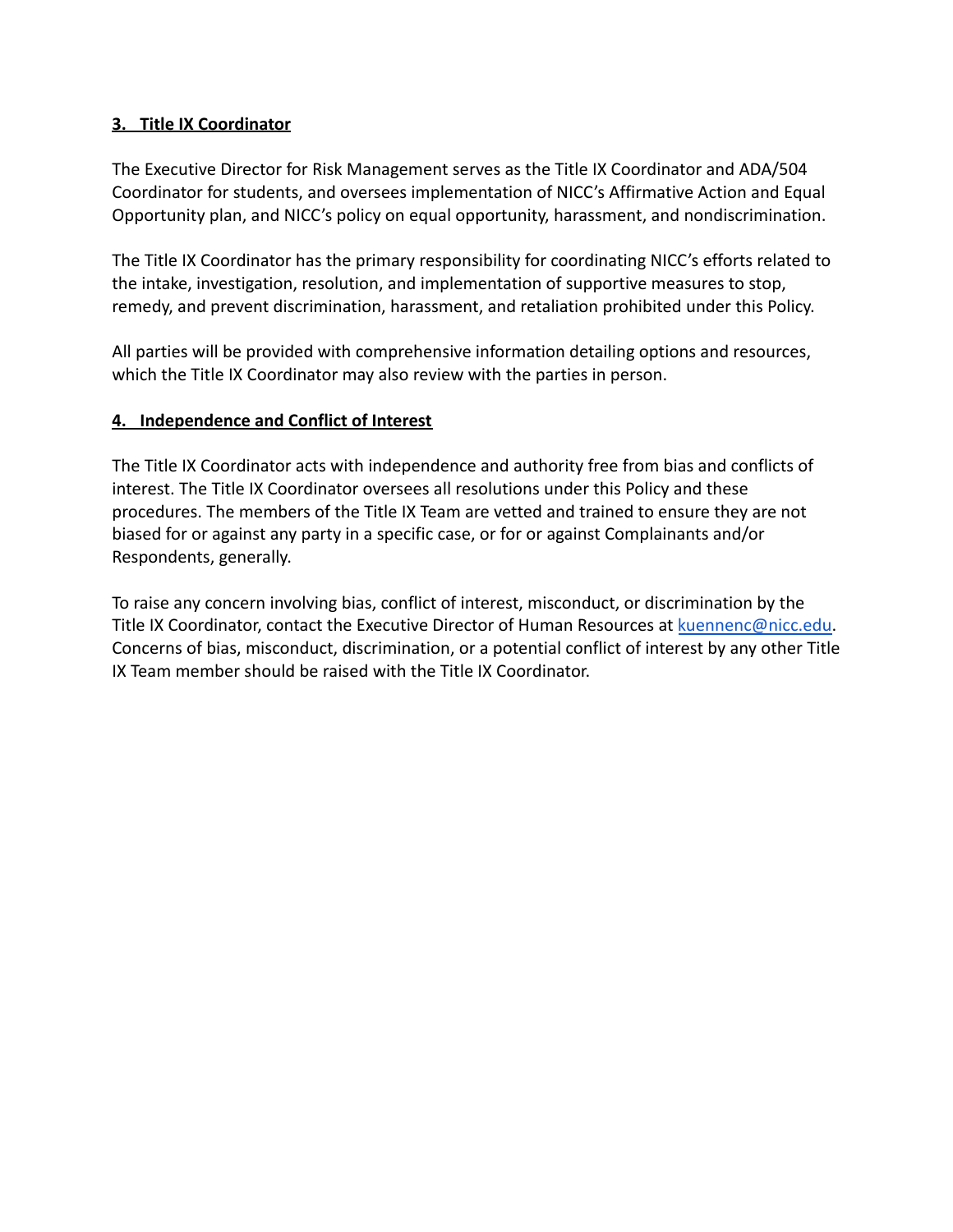## 3. Title IX Coordinator

The Executive Director for Risk Management serves as the Title IX Coordinator and ADA/504 Coordinator for students, and oversees implementation of NICC's Affirmative Action and Equal Opportunity plan, and NICC's policy on equal opportunity, harassment, and nondiscrimination.

The Title IX Coordinator has the primary responsibility for coordinating NICC's efforts related to the intake, investigation, resolution, and implementation of supportive measures to stop, remedy, and prevent discrimination, harassment, and retaliation prohibited under this Policy.

All parties will be provided with comprehensive information detailing options and resources, which the Title IX Coordinator may also review with the parties in person.

## 4. Independence and Conflict of Interest

The Title IX Coordinator acts with independence and authority free from bias and conflicts of interest. The Title IX Coordinator oversees all resolutions under this Policy and these procedures. The members of the Title IX Team are vetted and trained to ensure they are not biased for or against any party in a specific case, or for or against Complainants and/or Respondents, generally.

To raise any concern involving bias, conflict of interest, misconduct, or discrimination by the Title IX Coordinator, contact the Executive Director of Human Resources at kuennenc@nicc.edu. Concerns of bias, misconduct, discrimination, or a potential conflict of interest by any other Title IX Team member should be raised with the Title IX Coordinator.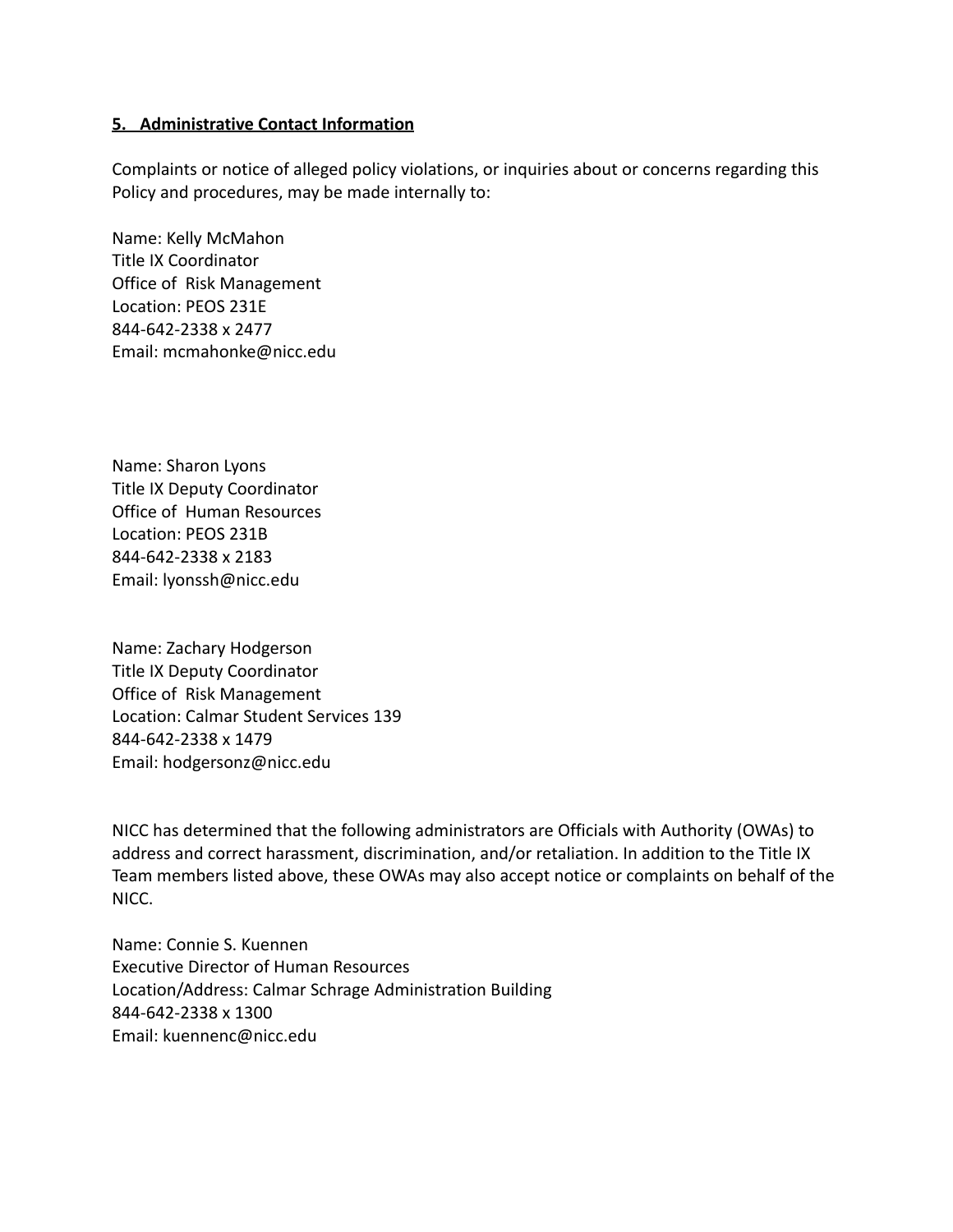**5. Administrative Contact Information**

Complaints or notice of alleged policy violations, or inquiries about or concerns regarding this Policy and procedures, may be made internally to:

Name: Kelly McMahon  
Title IX Coordinator  
Office of Risk Management  
Location: PEOS 231E  
844-642-2338 x 2477  
Email: mcmahonke@nicc.edu

Name: Sharon Lyons  
Title IX Deputy Coordinator  
Office of Human Resources  
Location: PEOS 231B  
844-642-2338 x 2183  
Email: lyonssh@nicc.edu

Name: Zachary Hodgerson  
Title IX Deputy Coordinator  
Office of Risk Management  
Location: Calmar Student Services 139  
844-642-2338 x 1479  
Email: hodgersonz@nicc.edu

NICC has determined that the following administrators are Officials with Authority (OWAs) to address and correct harassment, discrimination, and/or retaliation. In addition to the Title IX Team members listed above, these OWAs may also accept notice or complaints on behalf of the NICC.

Name: Connie S. Kuennen  
Executive Director of Human Resources  
Location/Address: Calmar Schrage Administration Building  
844-642-2338 x 1300  
Email: kuennenc@nicc.edu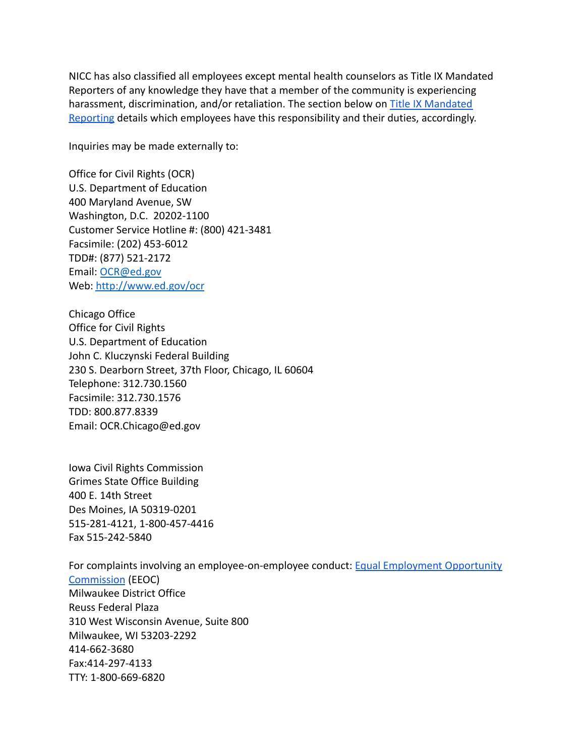NICC has also classified all employees except mental health counselors as Title IX Mandated Reporters of any knowledge they have that a member of the community is experiencing harassment, discrimination, and/or retaliation. The section below on Title IX Mandated Reporting details which employees have this responsibility and their duties, accordingly.

Inquiries may be made externally to:

Office for Civil Rights (OCR)
U.S. Department of Education
400 Maryland Avenue, SW
Washington, D.C. 20202-1100
Customer Service Hotline #: (800) 421-3481
Facsimile: (202) 453-6012
TDD#: (877) 521-2172
Email: OCR@ed.gov
Web: http://www.ed.gov/ocr

Chicago Office
Office for Civil Rights
U.S. Department of Education
John C. Kluczynski Federal Building
230 S. Dearborn Street, 37th Floor, Chicago, IL 60604
Telephone: 312.730.1560
Facsimile: 312.730.1576
TDD: 800.877.8339
Email: OCR.Chicago@ed.gov

Iowa Civil Rights Commission
Grimes State Office Building
400 E. 14th Street
Des Moines, IA 50319-0201
515-281-4121, 1-800-457-4416
Fax 515-242-5840

For complaints involving an employee-on-employee conduct: Equal Employment Opportunity Commission (EEOC)
Milwaukee District Office
Reuss Federal Plaza
310 West Wisconsin Avenue, Suite 800
Milwaukee, WI 53203-2292
414-662-3680
Fax:414-297-4133
TTY: 1-800-669-6820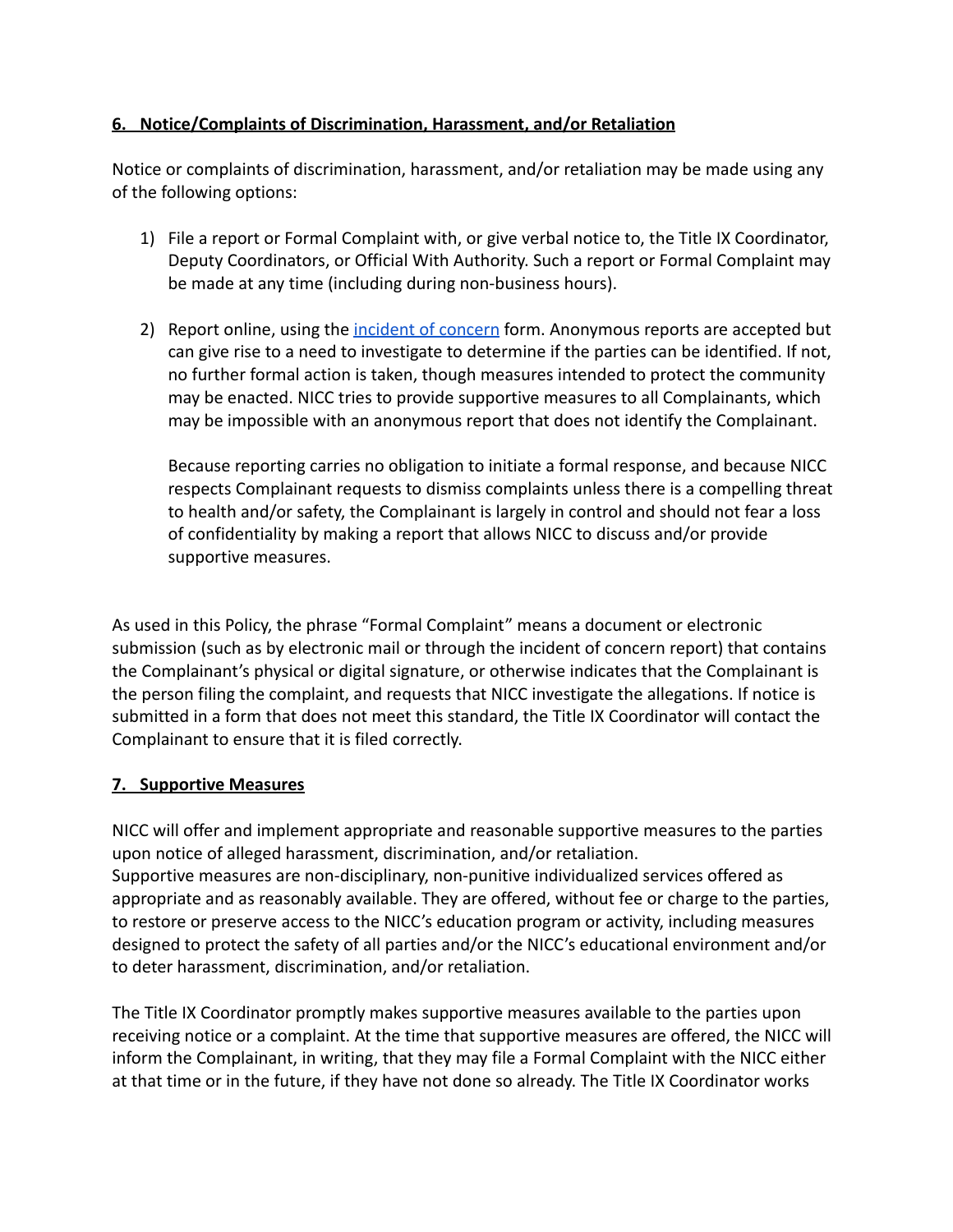## **6. Notice/Complaints of Discrimination, Harassment, and/or Retaliation**

Notice or complaints of discrimination, harassment, and/or retaliation may be made using any of the following options:

1) File a report or Formal Complaint with, or give verbal notice to, the Title IX Coordinator, Deputy Coordinators, or Official With Authority. Such a report or Formal Complaint may be made at any time (including during non-business hours).

2) Report online, using the incident of concern form. Anonymous reports are accepted but can give rise to a need to investigate to determine if the parties can be identified. If not, no further formal action is taken, though measures intended to protect the community may be enacted. NICC tries to provide supportive measures to all Complainants, which may be impossible with an anonymous report that does not identify the Complainant.

   Because reporting carries no obligation to initiate a formal response, and because NICC respects Complainant requests to dismiss complaints unless there is a compelling threat to health and/or safety, the Complainant is largely in control and should not fear a loss of confidentiality by making a report that allows NICC to discuss and/or provide supportive measures.

As used in this Policy, the phrase "Formal Complaint" means a document or electronic submission (such as by electronic mail or through the incident of concern report) that contains the Complainant's physical or digital signature, or otherwise indicates that the Complainant is the person filing the complaint, and requests that NICC investigate the allegations. If notice is submitted in a form that does not meet this standard, the Title IX Coordinator will contact the Complainant to ensure that it is filed correctly.

## **7. Supportive Measures**

NICC will offer and implement appropriate and reasonable supportive measures to the parties upon notice of alleged harassment, discrimination, and/or retaliation.
Supportive measures are non-disciplinary, non-punitive individualized services offered as appropriate and as reasonably available. They are offered, without fee or charge to the parties, to restore or preserve access to the NICC's education program or activity, including measures designed to protect the safety of all parties and/or the NICC's educational environment and/or to deter harassment, discrimination, and/or retaliation.

The Title IX Coordinator promptly makes supportive measures available to the parties upon receiving notice or a complaint. At the time that supportive measures are offered, the NICC will inform the Complainant, in writing, that they may file a Formal Complaint with the NICC either at that time or in the future, if they have not done so already. The Title IX Coordinator works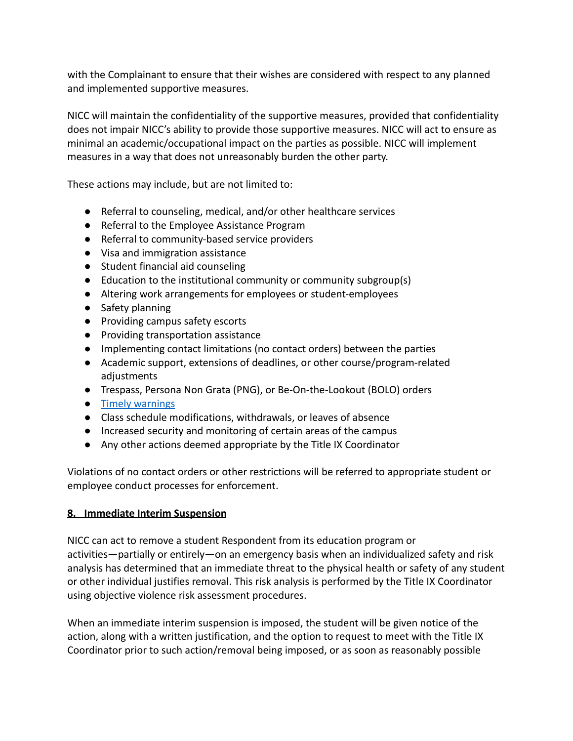with the Complainant to ensure that their wishes are considered with respect to any planned and implemented supportive measures.

NICC will maintain the confidentiality of the supportive measures, provided that confidentiality does not impair NICC's ability to provide those supportive measures. NICC will act to ensure as minimal an academic/occupational impact on the parties as possible. NICC will implement measures in a way that does not unreasonably burden the other party.

These actions may include, but are not limited to:

- Referral to counseling, medical, and/or other healthcare services
- Referral to the Employee Assistance Program
- Referral to community-based service providers
- Visa and immigration assistance
- Student financial aid counseling
- Education to the institutional community or community subgroup(s)
- Altering work arrangements for employees or student-employees
- Safety planning
- Providing campus safety escorts
- Providing transportation assistance
- Implementing contact limitations (no contact orders) between the parties
- Academic support, extensions of deadlines, or other course/program-related adjustments
- Trespass, Persona Non Grata (PNG), or Be-On-the-Lookout (BOLO) orders
- Timely warnings
- Class schedule modifications, withdrawals, or leaves of absence
- Increased security and monitoring of certain areas of the campus
- Any other actions deemed appropriate by the Title IX Coordinator

Violations of no contact orders or other restrictions will be referred to appropriate student or employee conduct processes for enforcement.

## 8. Immediate Interim Suspension

NICC can act to remove a student Respondent from its education program or activities—partially or entirely—on an emergency basis when an individualized safety and risk analysis has determined that an immediate threat to the physical health or safety of any student or other individual justifies removal. This risk analysis is performed by the Title IX Coordinator using objective violence risk assessment procedures.

When an immediate interim suspension is imposed, the student will be given notice of the action, along with a written justification, and the option to request to meet with the Title IX Coordinator prior to such action/removal being imposed, or as soon as reasonably possible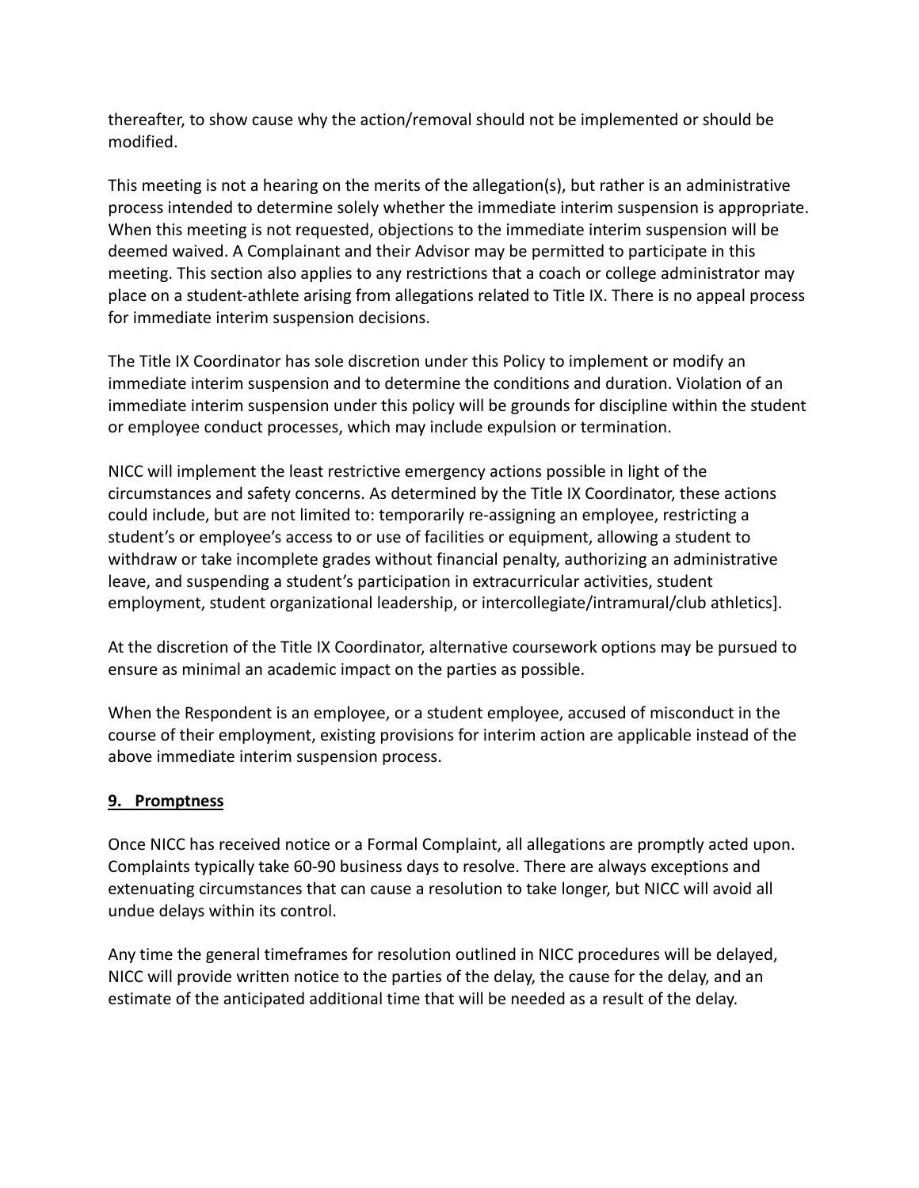thereafter, to show cause why the action/removal should not be implemented or should be modified.

This meeting is not a hearing on the merits of the allegation(s), but rather is an administrative process intended to determine solely whether the immediate interim suspension is appropriate. When this meeting is not requested, objections to the immediate interim suspension will be deemed waived. A Complainant and their Advisor may be permitted to participate in this meeting. This section also applies to any restrictions that a coach or college administrator may place on a student-athlete arising from allegations related to Title IX. There is no appeal process for immediate interim suspension decisions.

The Title IX Coordinator has sole discretion under this Policy to implement or modify an immediate interim suspension and to determine the conditions and duration. Violation of an immediate interim suspension under this policy will be grounds for discipline within the student or employee conduct processes, which may include expulsion or termination.

NICC will implement the least restrictive emergency actions possible in light of the circumstances and safety concerns. As determined by the Title IX Coordinator, these actions could include, but are not limited to: temporarily re-assigning an employee, restricting a student's or employee's access to or use of facilities or equipment, allowing a student to withdraw or take incomplete grades without financial penalty, authorizing an administrative leave, and suspending a student's participation in extracurricular activities, student employment, student organizational leadership, or intercollegiate/intramural/club athletics].

At the discretion of the Title IX Coordinator, alternative coursework options may be pursued to ensure as minimal an academic impact on the parties as possible.

When the Respondent is an employee, or a student employee, accused of misconduct in the course of their employment, existing provisions for interim action are applicable instead of the above immediate interim suspension process.

## 9. Promptness

Once NICC has received notice or a Formal Complaint, all allegations are promptly acted upon. Complaints typically take 60-90 business days to resolve. There are always exceptions and extenuating circumstances that can cause a resolution to take longer, but NICC will avoid all undue delays within its control.

Any time the general timeframes for resolution outlined in NICC procedures will be delayed, NICC will provide written notice to the parties of the delay, the cause for the delay, and an estimate of the anticipated additional time that will be needed as a result of the delay.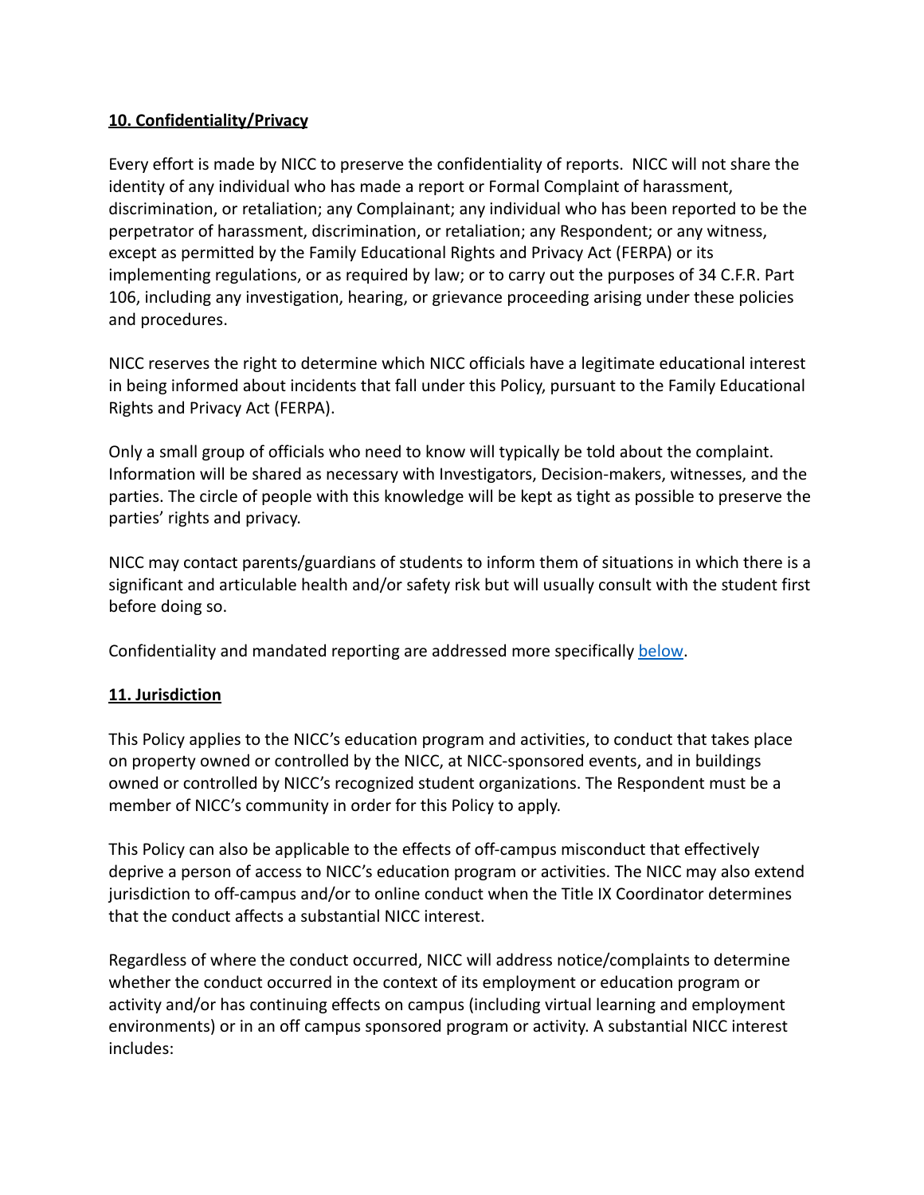**10. Confidentiality/Privacy**

Every effort is made by NICC to preserve the confidentiality of reports. NICC will not share the identity of any individual who has made a report or Formal Complaint of harassment, discrimination, or retaliation; any Complainant; any individual who has been reported to be the perpetrator of harassment, discrimination, or retaliation; any Respondent; or any witness, except as permitted by the Family Educational Rights and Privacy Act (FERPA) or its implementing regulations, or as required by law; or to carry out the purposes of 34 C.F.R. Part 106, including any investigation, hearing, or grievance proceeding arising under these policies and procedures.

NICC reserves the right to determine which NICC officials have a legitimate educational interest in being informed about incidents that fall under this Policy, pursuant to the Family Educational Rights and Privacy Act (FERPA).

Only a small group of officials who need to know will typically be told about the complaint. Information will be shared as necessary with Investigators, Decision-makers, witnesses, and the parties. The circle of people with this knowledge will be kept as tight as possible to preserve the parties' rights and privacy.

NICC may contact parents/guardians of students to inform them of situations in which there is a significant and articulable health and/or safety risk but will usually consult with the student first before doing so.

Confidentiality and mandated reporting are addressed more specifically below.

**11. Jurisdiction**

This Policy applies to the NICC's education program and activities, to conduct that takes place on property owned or controlled by the NICC, at NICC-sponsored events, and in buildings owned or controlled by NICC's recognized student organizations. The Respondent must be a member of NICC's community in order for this Policy to apply.

This Policy can also be applicable to the effects of off-campus misconduct that effectively deprive a person of access to NICC's education program or activities. The NICC may also extend jurisdiction to off-campus and/or to online conduct when the Title IX Coordinator determines that the conduct affects a substantial NICC interest.

Regardless of where the conduct occurred, NICC will address notice/complaints to determine whether the conduct occurred in the context of its employment or education program or activity and/or has continuing effects on campus (including virtual learning and employment environments) or in an off campus sponsored program or activity. A substantial NICC interest includes: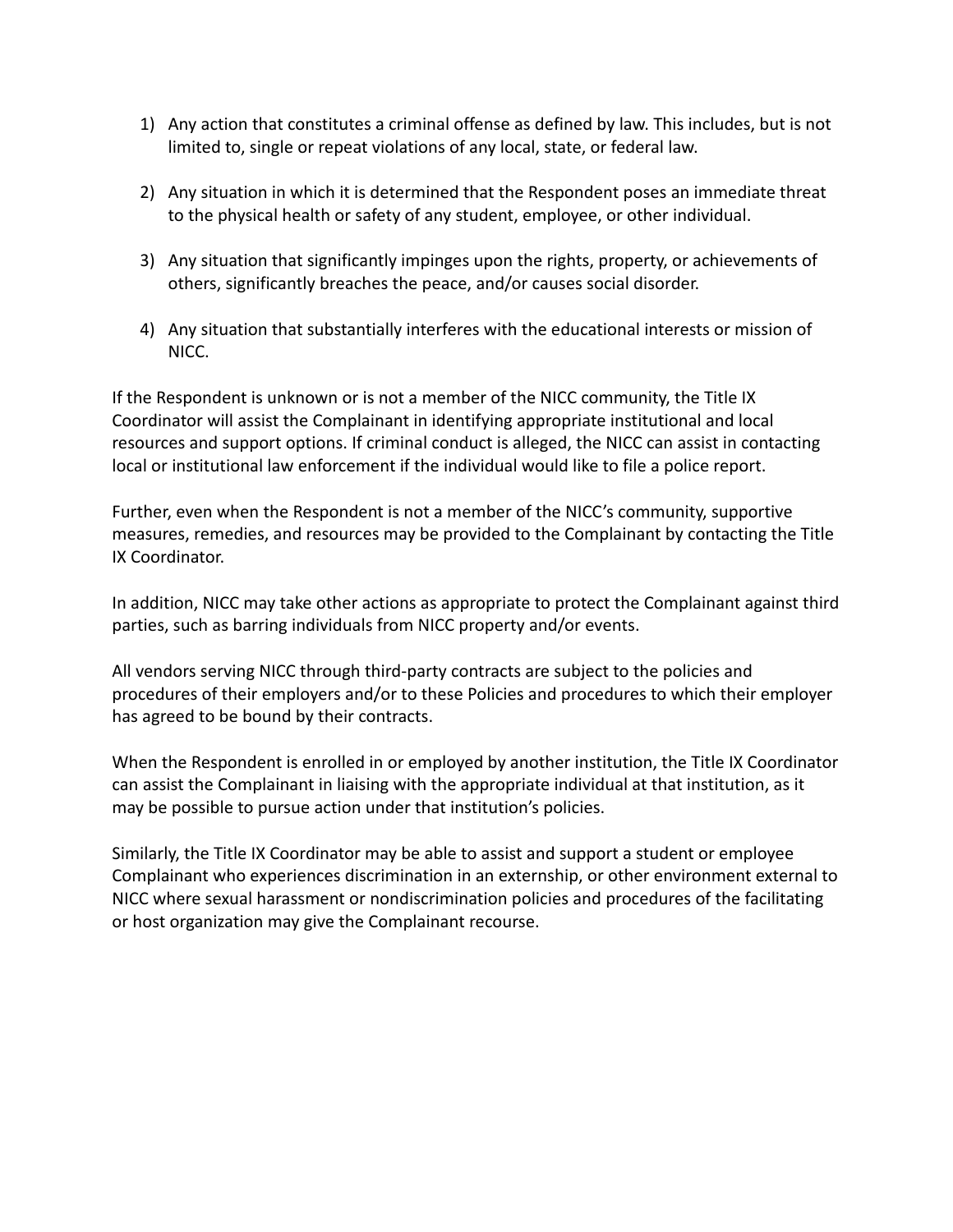1) Any action that constitutes a criminal offense as defined by law. This includes, but is not limited to, single or repeat violations of any local, state, or federal law.

2) Any situation in which it is determined that the Respondent poses an immediate threat to the physical health or safety of any student, employee, or other individual.

3) Any situation that significantly impinges upon the rights, property, or achievements of others, significantly breaches the peace, and/or causes social disorder.

4) Any situation that substantially interferes with the educational interests or mission of NICC.

If the Respondent is unknown or is not a member of the NICC community, the Title IX Coordinator will assist the Complainant in identifying appropriate institutional and local resources and support options. If criminal conduct is alleged, the NICC can assist in contacting local or institutional law enforcement if the individual would like to file a police report.

Further, even when the Respondent is not a member of the NICC's community, supportive measures, remedies, and resources may be provided to the Complainant by contacting the Title IX Coordinator.

In addition, NICC may take other actions as appropriate to protect the Complainant against third parties, such as barring individuals from NICC property and/or events.

All vendors serving NICC through third-party contracts are subject to the policies and procedures of their employers and/or to these Policies and procedures to which their employer has agreed to be bound by their contracts.

When the Respondent is enrolled in or employed by another institution, the Title IX Coordinator can assist the Complainant in liaising with the appropriate individual at that institution, as it may be possible to pursue action under that institution's policies.

Similarly, the Title IX Coordinator may be able to assist and support a student or employee Complainant who experiences discrimination in an externship, or other environment external to NICC where sexual harassment or nondiscrimination policies and procedures of the facilitating or host organization may give the Complainant recourse.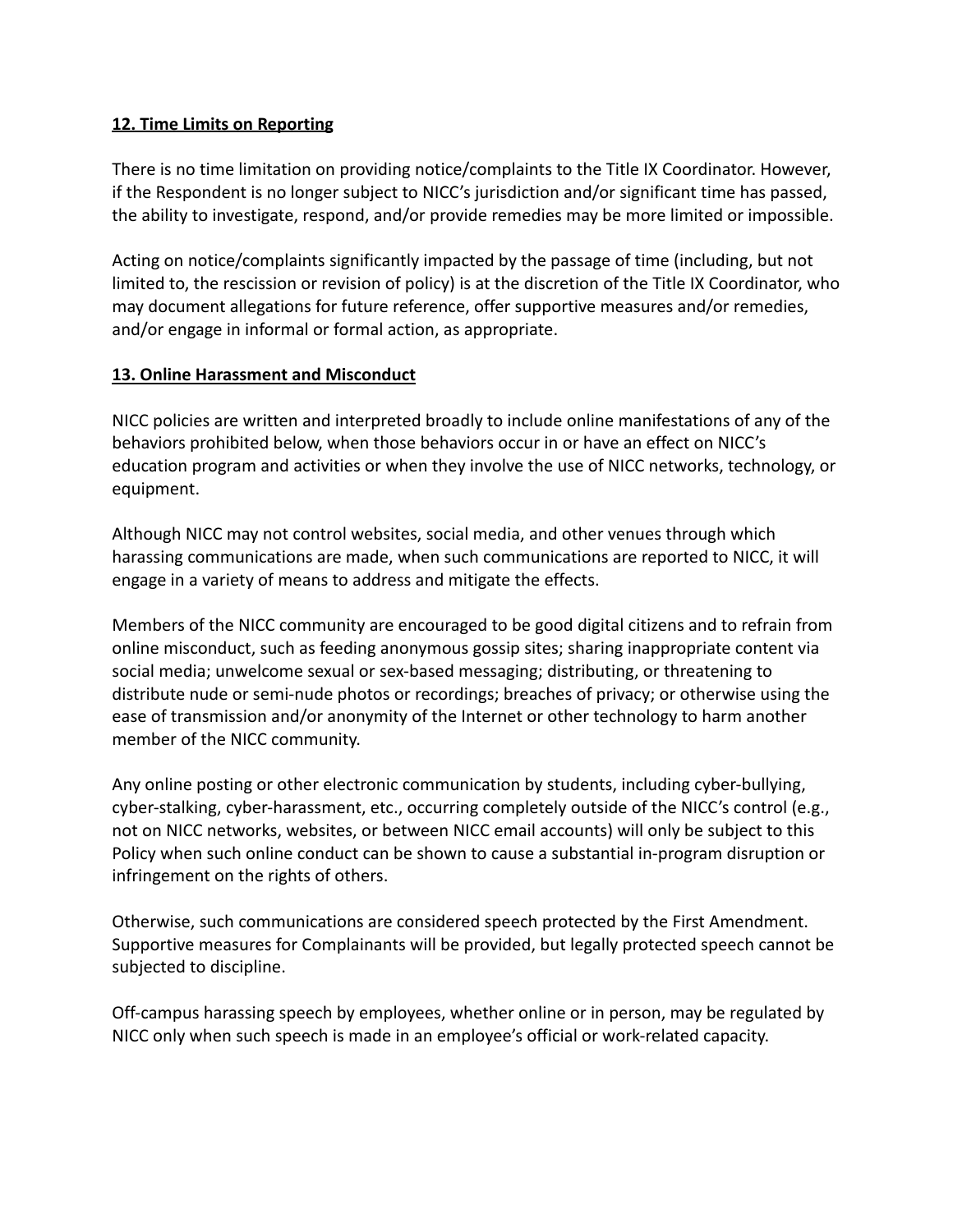## 12. Time Limits on Reporting

There is no time limitation on providing notice/complaints to the Title IX Coordinator. However, if the Respondent is no longer subject to NICC's jurisdiction and/or significant time has passed, the ability to investigate, respond, and/or provide remedies may be more limited or impossible.

Acting on notice/complaints significantly impacted by the passage of time (including, but not limited to, the rescission or revision of policy) is at the discretion of the Title IX Coordinator, who may document allegations for future reference, offer supportive measures and/or remedies, and/or engage in informal or formal action, as appropriate.

## 13. Online Harassment and Misconduct

NICC policies are written and interpreted broadly to include online manifestations of any of the behaviors prohibited below, when those behaviors occur in or have an effect on NICC's education program and activities or when they involve the use of NICC networks, technology, or equipment.

Although NICC may not control websites, social media, and other venues through which harassing communications are made, when such communications are reported to NICC, it will engage in a variety of means to address and mitigate the effects.

Members of the NICC community are encouraged to be good digital citizens and to refrain from online misconduct, such as feeding anonymous gossip sites; sharing inappropriate content via social media; unwelcome sexual or sex-based messaging; distributing, or threatening to distribute nude or semi-nude photos or recordings; breaches of privacy; or otherwise using the ease of transmission and/or anonymity of the Internet or other technology to harm another member of the NICC community.

Any online posting or other electronic communication by students, including cyber-bullying, cyber-stalking, cyber-harassment, etc., occurring completely outside of the NICC's control (e.g., not on NICC networks, websites, or between NICC email accounts) will only be subject to this Policy when such online conduct can be shown to cause a substantial in-program disruption or infringement on the rights of others.

Otherwise, such communications are considered speech protected by the First Amendment. Supportive measures for Complainants will be provided, but legally protected speech cannot be subjected to discipline.

Off-campus harassing speech by employees, whether online or in person, may be regulated by NICC only when such speech is made in an employee's official or work-related capacity.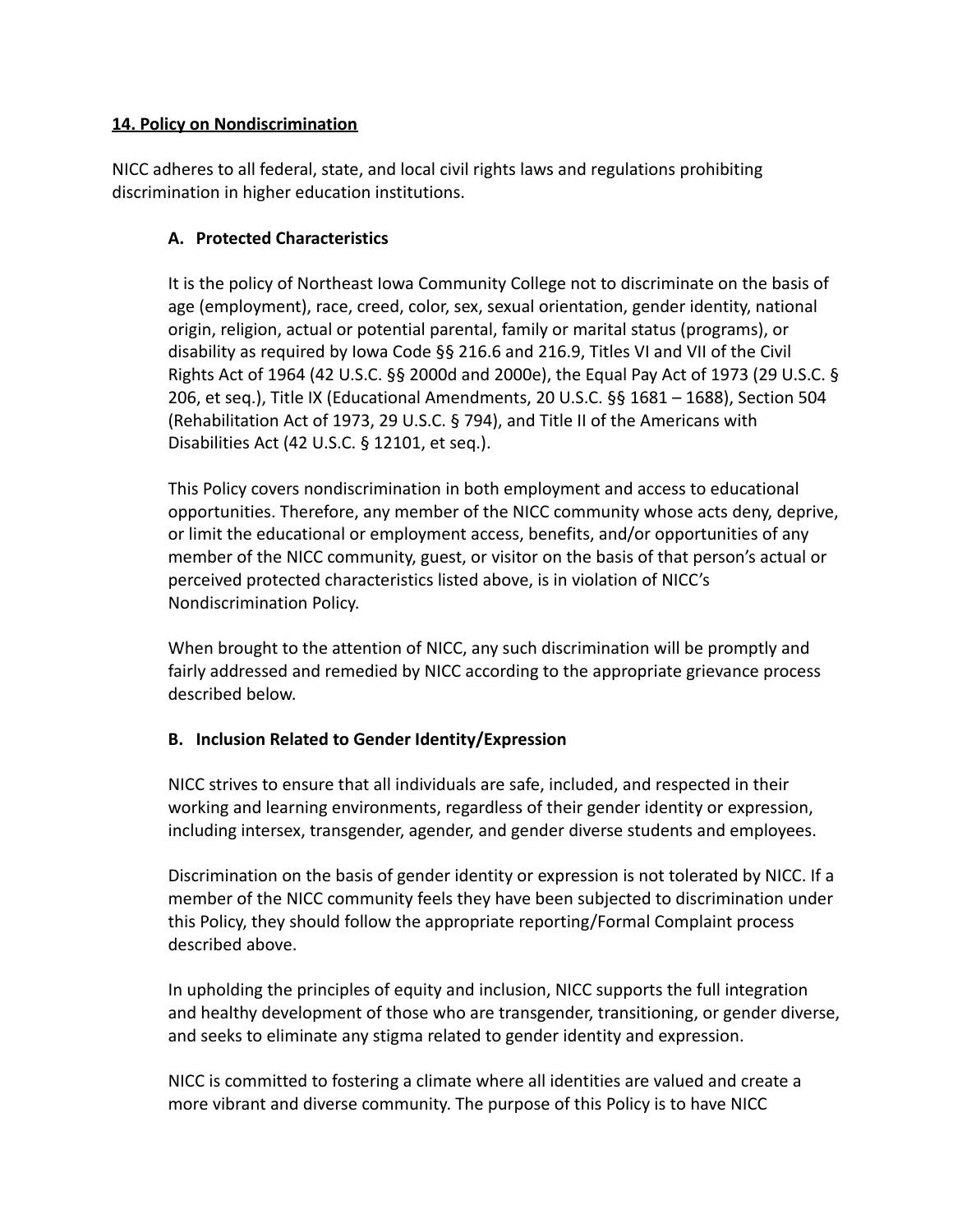**14. Policy on Nondiscrimination**

NICC adheres to all federal, state, and local civil rights laws and regulations prohibiting discrimination in higher education institutions.

**A. Protected Characteristics**

It is the policy of Northeast Iowa Community College not to discriminate on the basis of age (employment), race, creed, color, sex, sexual orientation, gender identity, national origin, religion, actual or potential parental, family or marital status (programs), or disability as required by Iowa Code §§ 216.6 and 216.9, Titles VI and VII of the Civil Rights Act of 1964 (42 U.S.C. §§ 2000d and 2000e), the Equal Pay Act of 1973 (29 U.S.C. § 206, et seq.), Title IX (Educational Amendments, 20 U.S.C. §§ 1681 – 1688), Section 504 (Rehabilitation Act of 1973, 29 U.S.C. § 794), and Title II of the Americans with Disabilities Act (42 U.S.C. § 12101, et seq.).

This Policy covers nondiscrimination in both employment and access to educational opportunities. Therefore, any member of the NICC community whose acts deny, deprive, or limit the educational or employment access, benefits, and/or opportunities of any member of the NICC community, guest, or visitor on the basis of that person's actual or perceived protected characteristics listed above, is in violation of NICC's Nondiscrimination Policy.

When brought to the attention of NICC, any such discrimination will be promptly and fairly addressed and remedied by NICC according to the appropriate grievance process described below.

**B. Inclusion Related to Gender Identity/Expression**

NICC strives to ensure that all individuals are safe, included, and respected in their working and learning environments, regardless of their gender identity or expression, including intersex, transgender, agender, and gender diverse students and employees.

Discrimination on the basis of gender identity or expression is not tolerated by NICC. If a member of the NICC community feels they have been subjected to discrimination under this Policy, they should follow the appropriate reporting/Formal Complaint process described above.

In upholding the principles of equity and inclusion, NICC supports the full integration and healthy development of those who are transgender, transitioning, or gender diverse, and seeks to eliminate any stigma related to gender identity and expression.

NICC is committed to fostering a climate where all identities are valued and create a more vibrant and diverse community. The purpose of this Policy is to have NICC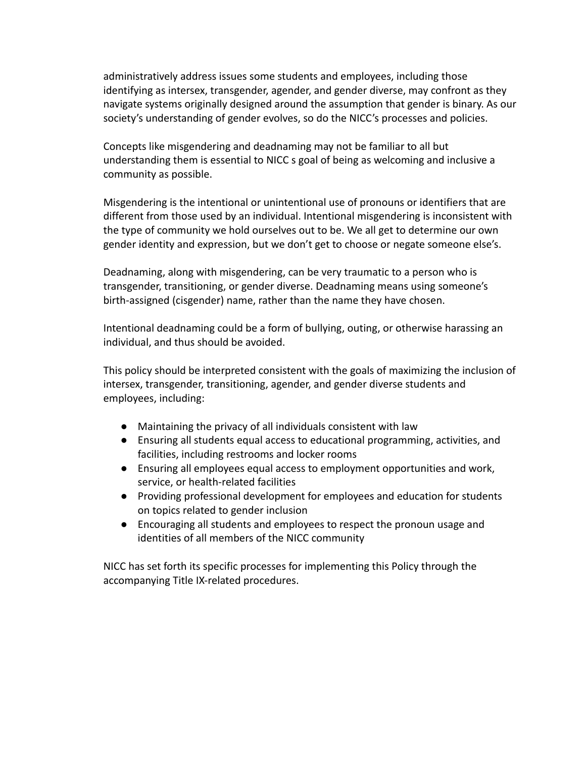administratively address issues some students and employees, including those identifying as intersex, transgender, agender, and gender diverse, may confront as they navigate systems originally designed around the assumption that gender is binary. As our society's understanding of gender evolves, so do the NICC's processes and policies.

Concepts like misgendering and deadnaming may not be familiar to all but understanding them is essential to NICC s goal of being as welcoming and inclusive a community as possible.

Misgendering is the intentional or unintentional use of pronouns or identifiers that are different from those used by an individual. Intentional misgendering is inconsistent with the type of community we hold ourselves out to be. We all get to determine our own gender identity and expression, but we don't get to choose or negate someone else's.

Deadnaming, along with misgendering, can be very traumatic to a person who is transgender, transitioning, or gender diverse. Deadnaming means using someone's birth-assigned (cisgender) name, rather than the name they have chosen.

Intentional deadnaming could be a form of bullying, outing, or otherwise harassing an individual, and thus should be avoided.

This policy should be interpreted consistent with the goals of maximizing the inclusion of intersex, transgender, transitioning, agender, and gender diverse students and employees, including:

- Maintaining the privacy of all individuals consistent with law
- Ensuring all students equal access to educational programming, activities, and facilities, including restrooms and locker rooms
- Ensuring all employees equal access to employment opportunities and work, service, or health-related facilities
- Providing professional development for employees and education for students on topics related to gender inclusion
- Encouraging all students and employees to respect the pronoun usage and identities of all members of the NICC community

NICC has set forth its specific processes for implementing this Policy through the accompanying Title IX-related procedures.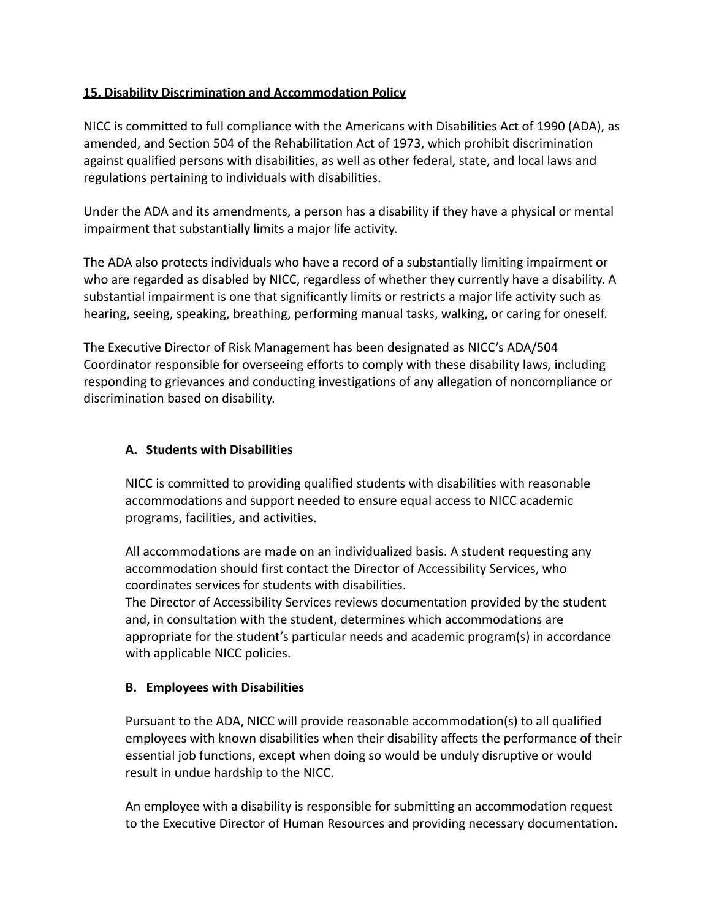## 15. Disability Discrimination and Accommodation Policy

NICC is committed to full compliance with the Americans with Disabilities Act of 1990 (ADA), as amended, and Section 504 of the Rehabilitation Act of 1973, which prohibit discrimination against qualified persons with disabilities, as well as other federal, state, and local laws and regulations pertaining to individuals with disabilities.

Under the ADA and its amendments, a person has a disability if they have a physical or mental impairment that substantially limits a major life activity.

The ADA also protects individuals who have a record of a substantially limiting impairment or who are regarded as disabled by NICC, regardless of whether they currently have a disability. A substantial impairment is one that significantly limits or restricts a major life activity such as hearing, seeing, speaking, breathing, performing manual tasks, walking, or caring for oneself.

The Executive Director of Risk Management has been designated as NICC's ADA/504 Coordinator responsible for overseeing efforts to comply with these disability laws, including responding to grievances and conducting investigations of any allegation of noncompliance or discrimination based on disability.

### A. Students with Disabilities

NICC is committed to providing qualified students with disabilities with reasonable accommodations and support needed to ensure equal access to NICC academic programs, facilities, and activities.

All accommodations are made on an individualized basis. A student requesting any accommodation should first contact the Director of Accessibility Services, who coordinates services for students with disabilities.
The Director of Accessibility Services reviews documentation provided by the student and, in consultation with the student, determines which accommodations are appropriate for the student's particular needs and academic program(s) in accordance with applicable NICC policies.

### B. Employees with Disabilities

Pursuant to the ADA, NICC will provide reasonable accommodation(s) to all qualified employees with known disabilities when their disability affects the performance of their essential job functions, except when doing so would be unduly disruptive or would result in undue hardship to the NICC.

An employee with a disability is responsible for submitting an accommodation request to the Executive Director of Human Resources and providing necessary documentation.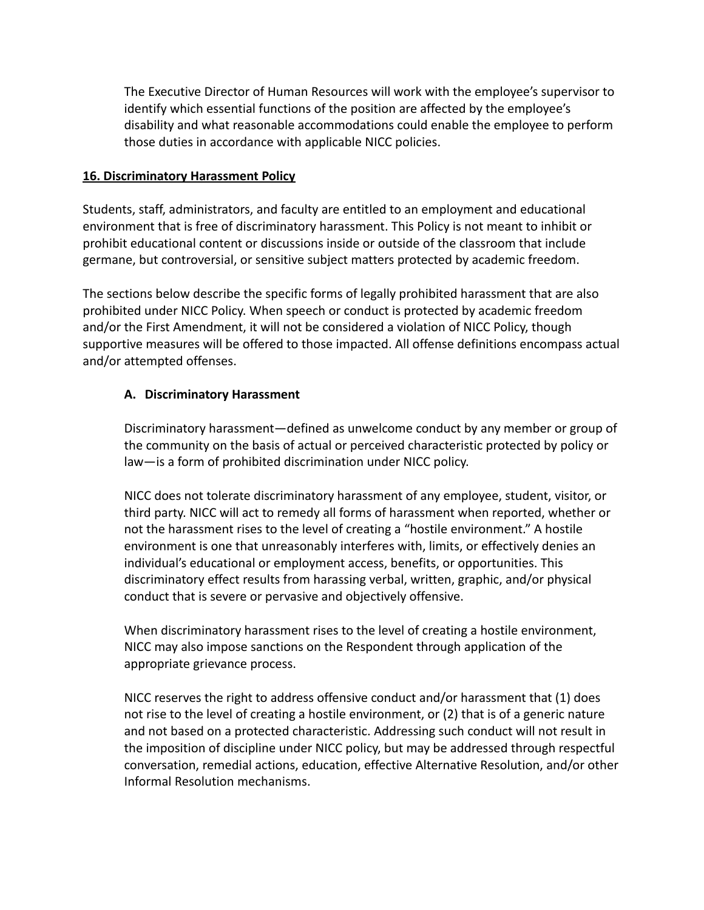The Executive Director of Human Resources will work with the employee's supervisor to identify which essential functions of the position are affected by the employee's disability and what reasonable accommodations could enable the employee to perform those duties in accordance with applicable NICC policies.

## 16. Discriminatory Harassment Policy

Students, staff, administrators, and faculty are entitled to an employment and educational environment that is free of discriminatory harassment. This Policy is not meant to inhibit or prohibit educational content or discussions inside or outside of the classroom that include germane, but controversial, or sensitive subject matters protected by academic freedom.

The sections below describe the specific forms of legally prohibited harassment that are also prohibited under NICC Policy. When speech or conduct is protected by academic freedom and/or the First Amendment, it will not be considered a violation of NICC Policy, though supportive measures will be offered to those impacted. All offense definitions encompass actual and/or attempted offenses.

### A. Discriminatory Harassment

Discriminatory harassment—defined as unwelcome conduct by any member or group of the community on the basis of actual or perceived characteristic protected by policy or law—is a form of prohibited discrimination under NICC policy.

NICC does not tolerate discriminatory harassment of any employee, student, visitor, or third party. NICC will act to remedy all forms of harassment when reported, whether or not the harassment rises to the level of creating a "hostile environment." A hostile environment is one that unreasonably interferes with, limits, or effectively denies an individual's educational or employment access, benefits, or opportunities. This discriminatory effect results from harassing verbal, written, graphic, and/or physical conduct that is severe or pervasive and objectively offensive.

When discriminatory harassment rises to the level of creating a hostile environment, NICC may also impose sanctions on the Respondent through application of the appropriate grievance process.

NICC reserves the right to address offensive conduct and/or harassment that (1) does not rise to the level of creating a hostile environment, or (2) that is of a generic nature and not based on a protected characteristic. Addressing such conduct will not result in the imposition of discipline under NICC policy, but may be addressed through respectful conversation, remedial actions, education, effective Alternative Resolution, and/or other Informal Resolution mechanisms.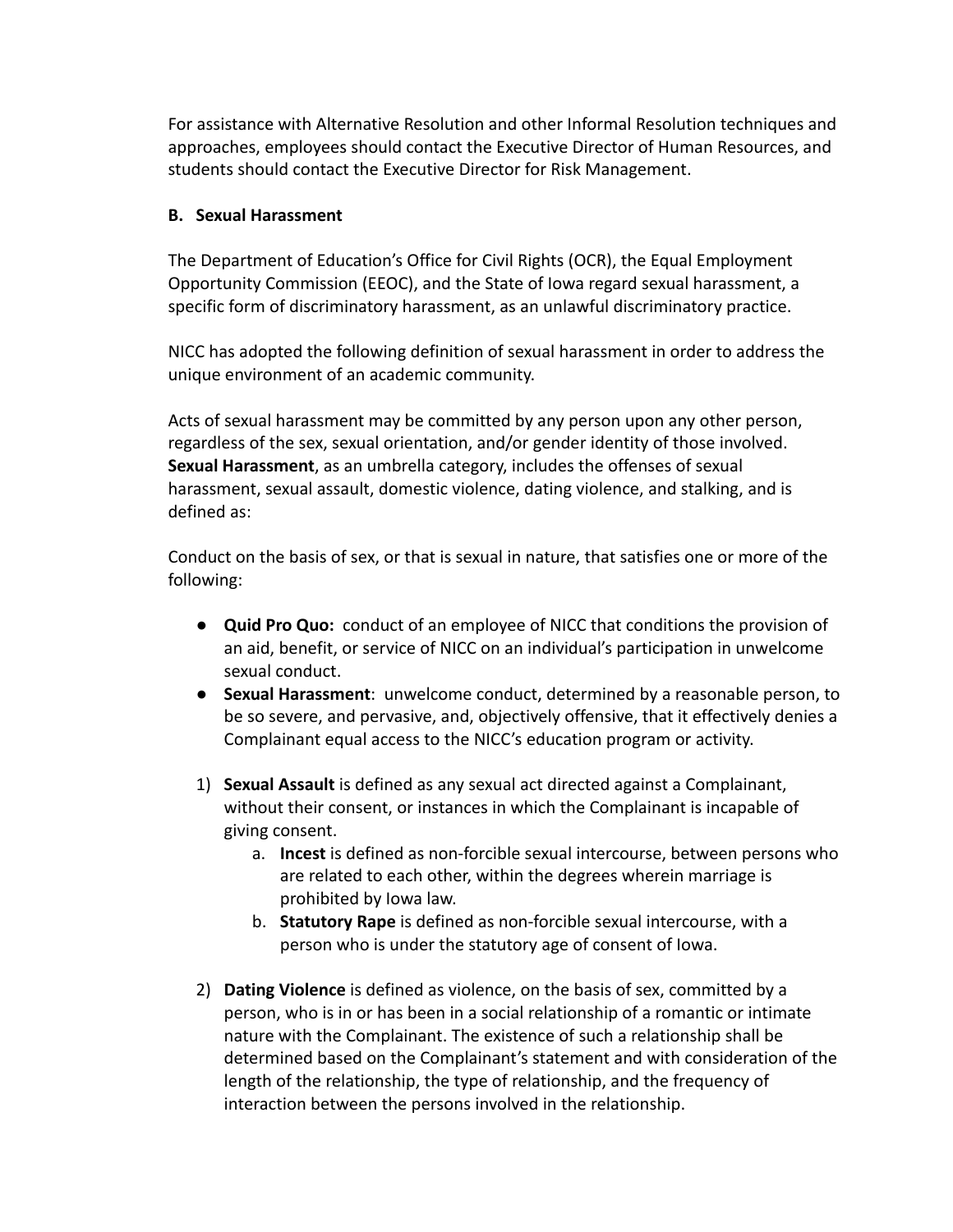For assistance with Alternative Resolution and other Informal Resolution techniques and approaches, employees should contact the Executive Director of Human Resources, and students should contact the Executive Director for Risk Management.

**B. Sexual Harassment**

The Department of Education's Office for Civil Rights (OCR), the Equal Employment Opportunity Commission (EEOC), and the State of Iowa regard sexual harassment, a specific form of discriminatory harassment, as an unlawful discriminatory practice.

NICC has adopted the following definition of sexual harassment in order to address the unique environment of an academic community.

Acts of sexual harassment may be committed by any person upon any other person, regardless of the sex, sexual orientation, and/or gender identity of those involved. **Sexual Harassment**, as an umbrella category, includes the offenses of sexual harassment, sexual assault, domestic violence, dating violence, and stalking, and is defined as:

Conduct on the basis of sex, or that is sexual in nature, that satisfies one or more of the following:

- **Quid Pro Quo:** conduct of an employee of NICC that conditions the provision of an aid, benefit, or service of NICC on an individual's participation in unwelcome sexual conduct.
- **Sexual Harassment**: unwelcome conduct, determined by a reasonable person, to be so severe, and pervasive, and, objectively offensive, that it effectively denies a Complainant equal access to the NICC's education program or activity.

1) **Sexual Assault** is defined as any sexual act directed against a Complainant, without their consent, or instances in which the Complainant is incapable of giving consent.
    a. **Incest** is defined as non-forcible sexual intercourse, between persons who are related to each other, within the degrees wherein marriage is prohibited by Iowa law.
    b. **Statutory Rape** is defined as non-forcible sexual intercourse, with a person who is under the statutory age of consent of Iowa.

2) **Dating Violence** is defined as violence, on the basis of sex, committed by a person, who is in or has been in a social relationship of a romantic or intimate nature with the Complainant. The existence of such a relationship shall be determined based on the Complainant's statement and with consideration of the length of the relationship, the type of relationship, and the frequency of interaction between the persons involved in the relationship.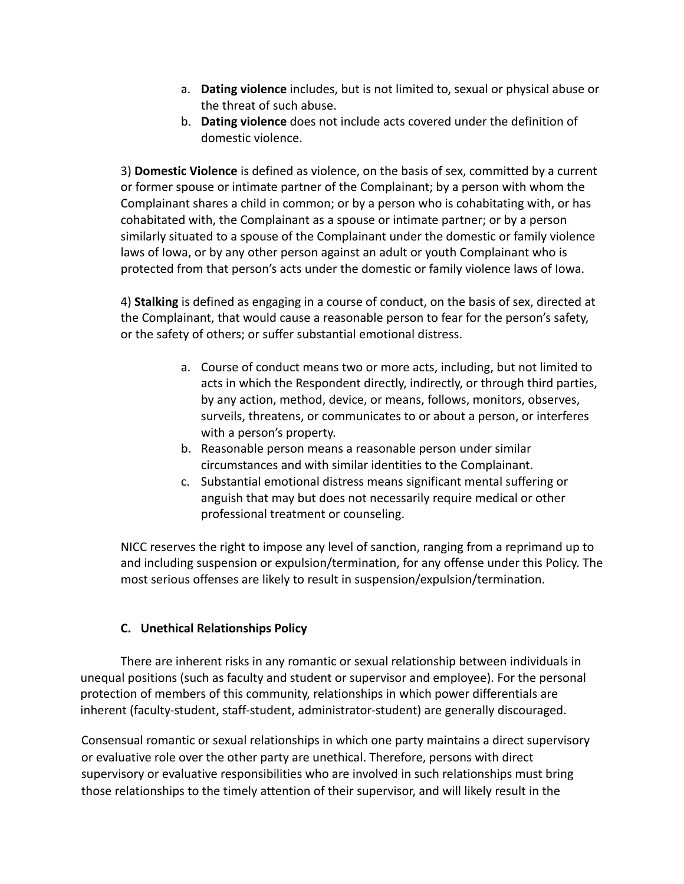a. **Dating violence** includes, but is not limited to, sexual or physical abuse or the threat of such abuse.
   b. **Dating violence** does not include acts covered under the definition of domestic violence.

3) **Domestic Violence** is defined as violence, on the basis of sex, committed by a current or former spouse or intimate partner of the Complainant; by a person with whom the Complainant shares a child in common; or by a person who is cohabitating with, or has cohabitated with, the Complainant as a spouse or intimate partner; or by a person similarly situated to a spouse of the Complainant under the domestic or family violence laws of Iowa, or by any other person against an adult or youth Complainant who is protected from that person's acts under the domestic or family violence laws of Iowa.

4) **Stalking** is defined as engaging in a course of conduct, on the basis of sex, directed at the Complainant, that would cause a reasonable person to fear for the person's safety, or the safety of others; or suffer substantial emotional distress.

   a. Course of conduct means two or more acts, including, but not limited to acts in which the Respondent directly, indirectly, or through third parties, by any action, method, device, or means, follows, monitors, observes, surveils, threatens, or communicates to or about a person, or interferes with a person's property.
   b. Reasonable person means a reasonable person under similar circumstances and with similar identities to the Complainant.
   c. Substantial emotional distress means significant mental suffering or anguish that may but does not necessarily require medical or other professional treatment or counseling.

NICC reserves the right to impose any level of sanction, ranging from a reprimand up to and including suspension or expulsion/termination, for any offense under this Policy. The most serious offenses are likely to result in suspension/expulsion/termination.

### C. Unethical Relationships Policy

There are inherent risks in any romantic or sexual relationship between individuals in unequal positions (such as faculty and student or supervisor and employee). For the personal protection of members of this community, relationships in which power differentials are inherent (faculty-student, staff-student, administrator-student) are generally discouraged.

Consensual romantic or sexual relationships in which one party maintains a direct supervisory or evaluative role over the other party are unethical. Therefore, persons with direct supervisory or evaluative responsibilities who are involved in such relationships must bring those relationships to the timely attention of their supervisor, and will likely result in the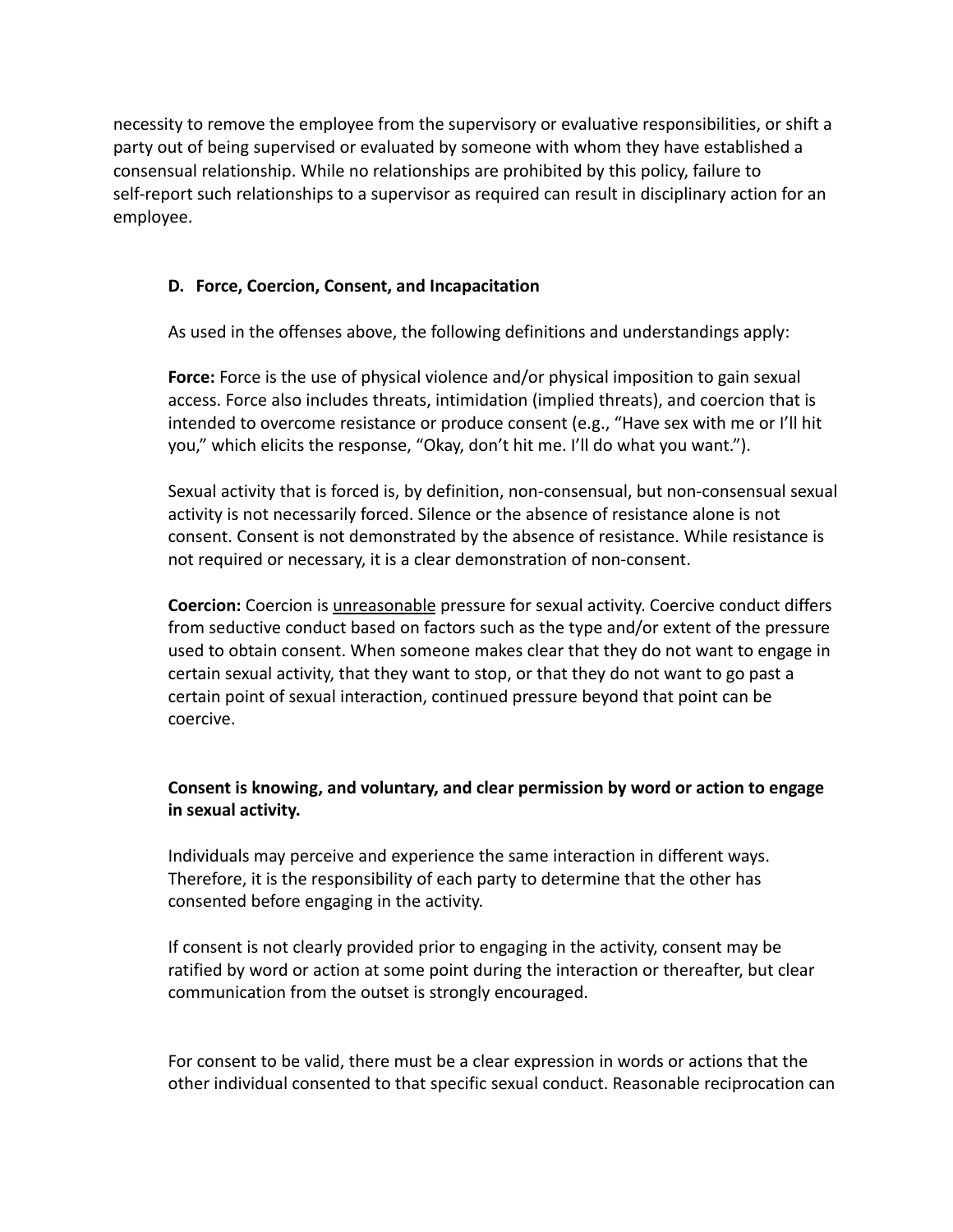necessity to remove the employee from the supervisory or evaluative responsibilities, or shift a party out of being supervised or evaluated by someone with whom they have established a consensual relationship. While no relationships are prohibited by this policy, failure to self-report such relationships to a supervisor as required can result in disciplinary action for an employee.

### D. Force, Coercion, Consent, and Incapacitation

As used in the offenses above, the following definitions and understandings apply:

**Force:** Force is the use of physical violence and/or physical imposition to gain sexual access. Force also includes threats, intimidation (implied threats), and coercion that is intended to overcome resistance or produce consent (e.g., "Have sex with me or I'll hit you," which elicits the response, "Okay, don't hit me. I'll do what you want.").

Sexual activity that is forced is, by definition, non-consensual, but non-consensual sexual activity is not necessarily forced. Silence or the absence of resistance alone is not consent. Consent is not demonstrated by the absence of resistance. While resistance is not required or necessary, it is a clear demonstration of non-consent.

**Coercion:** Coercion is <u>unreasonable</u> pressure for sexual activity. Coercive conduct differs from seductive conduct based on factors such as the type and/or extent of the pressure used to obtain consent. When someone makes clear that they do not want to engage in certain sexual activity, that they want to stop, or that they do not want to go past a certain point of sexual interaction, continued pressure beyond that point can be coercive.

**Consent is knowing, and voluntary, and clear permission by word or action to engage in sexual activity.**

Individuals may perceive and experience the same interaction in different ways. Therefore, it is the responsibility of each party to determine that the other has consented before engaging in the activity.

If consent is not clearly provided prior to engaging in the activity, consent may be ratified by word or action at some point during the interaction or thereafter, but clear communication from the outset is strongly encouraged.

For consent to be valid, there must be a clear expression in words or actions that the other individual consented to that specific sexual conduct. Reasonable reciprocation can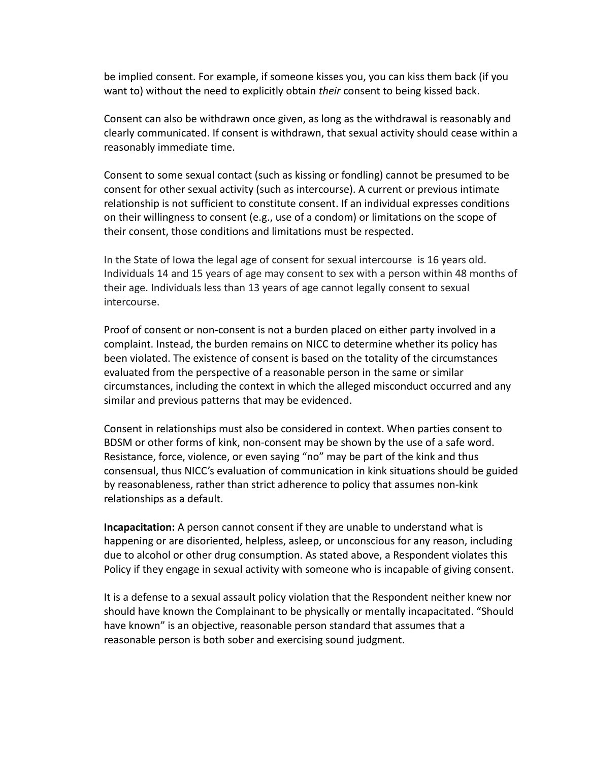be implied consent. For example, if someone kisses you, you can kiss them back (if you want to) without the need to explicitly obtain *their* consent to being kissed back.

Consent can also be withdrawn once given, as long as the withdrawal is reasonably and clearly communicated. If consent is withdrawn, that sexual activity should cease within a reasonably immediate time.

Consent to some sexual contact (such as kissing or fondling) cannot be presumed to be consent for other sexual activity (such as intercourse). A current or previous intimate relationship is not sufficient to constitute consent. If an individual expresses conditions on their willingness to consent (e.g., use of a condom) or limitations on the scope of their consent, those conditions and limitations must be respected.

In the State of Iowa the legal age of consent for sexual intercourse is 16 years old. Individuals 14 and 15 years of age may consent to sex with a person within 48 months of their age. Individuals less than 13 years of age cannot legally consent to sexual intercourse.

Proof of consent or non-consent is not a burden placed on either party involved in a complaint. Instead, the burden remains on NICC to determine whether its policy has been violated. The existence of consent is based on the totality of the circumstances evaluated from the perspective of a reasonable person in the same or similar circumstances, including the context in which the alleged misconduct occurred and any similar and previous patterns that may be evidenced.

Consent in relationships must also be considered in context. When parties consent to BDSM or other forms of kink, non-consent may be shown by the use of a safe word. Resistance, force, violence, or even saying "no" may be part of the kink and thus consensual, thus NICC's evaluation of communication in kink situations should be guided by reasonableness, rather than strict adherence to policy that assumes non-kink relationships as a default.

**Incapacitation:** A person cannot consent if they are unable to understand what is happening or are disoriented, helpless, asleep, or unconscious for any reason, including due to alcohol or other drug consumption. As stated above, a Respondent violates this Policy if they engage in sexual activity with someone who is incapable of giving consent.

It is a defense to a sexual assault policy violation that the Respondent neither knew nor should have known the Complainant to be physically or mentally incapacitated. "Should have known" is an objective, reasonable person standard that assumes that a reasonable person is both sober and exercising sound judgment.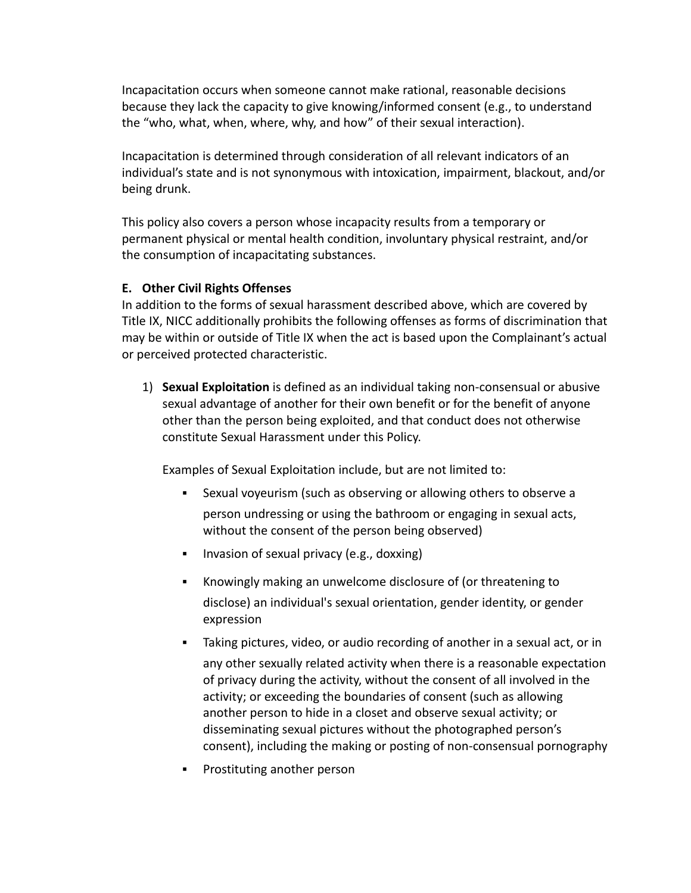Incapacitation occurs when someone cannot make rational, reasonable decisions because they lack the capacity to give knowing/informed consent (e.g., to understand the "who, what, when, where, why, and how" of their sexual interaction).

Incapacitation is determined through consideration of all relevant indicators of an individual's state and is not synonymous with intoxication, impairment, blackout, and/or being drunk.

This policy also covers a person whose incapacity results from a temporary or permanent physical or mental health condition, involuntary physical restraint, and/or the consumption of incapacitating substances.

**E. Other Civil Rights Offenses**

In addition to the forms of sexual harassment described above, which are covered by Title IX, NICC additionally prohibits the following offenses as forms of discrimination that may be within or outside of Title IX when the act is based upon the Complainant's actual or perceived protected characteristic.

1) **Sexual Exploitation** is defined as an individual taking non-consensual or abusive sexual advantage of another for their own benefit or for the benefit of anyone other than the person being exploited, and that conduct does not otherwise constitute Sexual Harassment under this Policy.

   Examples of Sexual Exploitation include, but are not limited to:

   - Sexual voyeurism (such as observing or allowing others to observe a person undressing or using the bathroom or engaging in sexual acts, without the consent of the person being observed)
   - Invasion of sexual privacy (e.g., doxxing)
   - Knowingly making an unwelcome disclosure of (or threatening to disclose) an individual's sexual orientation, gender identity, or gender expression
   - Taking pictures, video, or audio recording of another in a sexual act, or in any other sexually related activity when there is a reasonable expectation of privacy during the activity, without the consent of all involved in the activity; or exceeding the boundaries of consent (such as allowing another person to hide in a closet and observe sexual activity; or disseminating sexual pictures without the photographed person's consent), including the making or posting of non-consensual pornography
   - Prostituting another person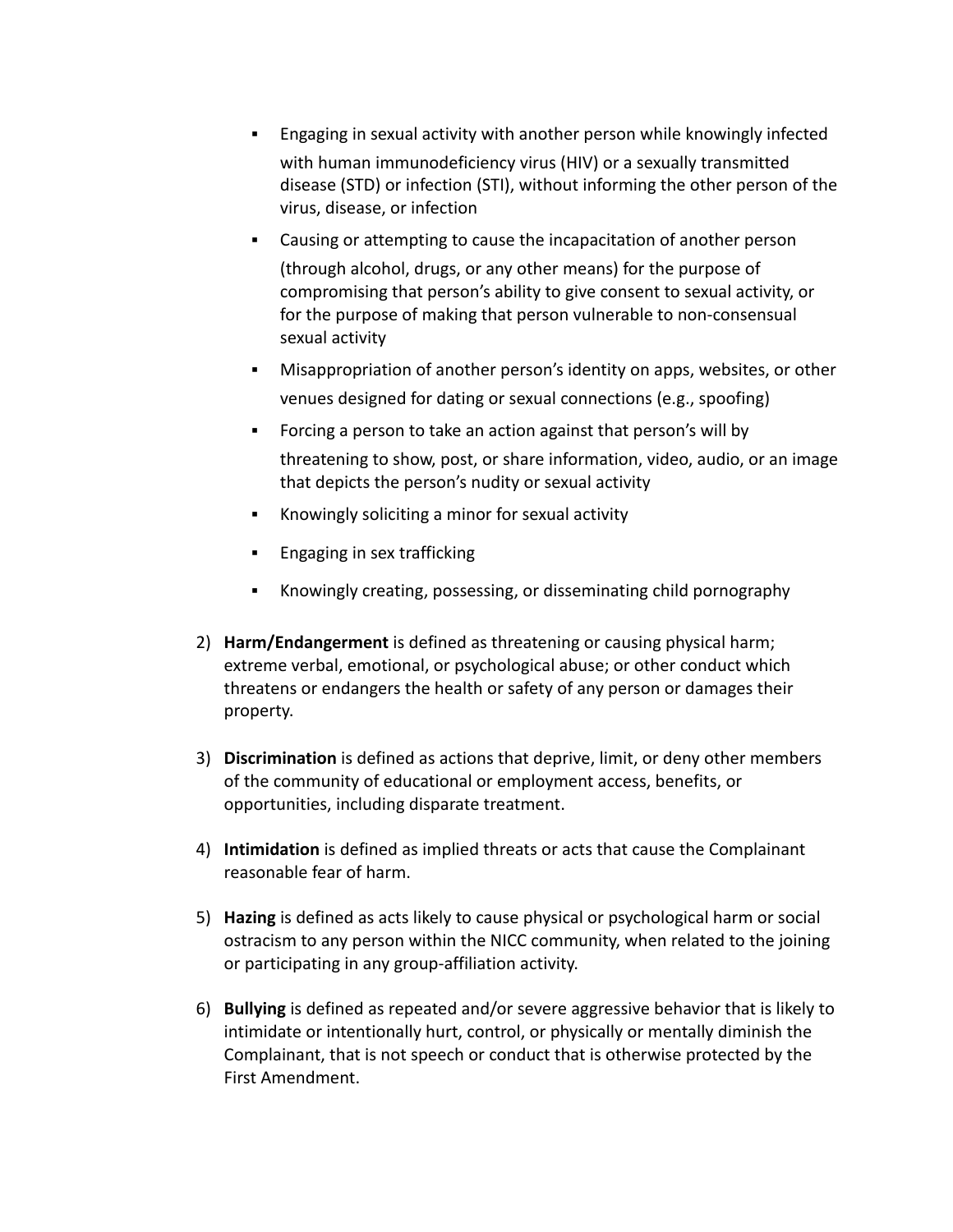- Engaging in sexual activity with another person while knowingly infected with human immunodeficiency virus (HIV) or a sexually transmitted disease (STD) or infection (STI), without informing the other person of the virus, disease, or infection
- Causing or attempting to cause the incapacitation of another person (through alcohol, drugs, or any other means) for the purpose of compromising that person's ability to give consent to sexual activity, or for the purpose of making that person vulnerable to non-consensual sexual activity
- Misappropriation of another person's identity on apps, websites, or other venues designed for dating or sexual connections (e.g., spoofing)
- Forcing a person to take an action against that person's will by threatening to show, post, or share information, video, audio, or an image that depicts the person's nudity or sexual activity
- Knowingly soliciting a minor for sexual activity
- Engaging in sex trafficking
- Knowingly creating, possessing, or disseminating child pornography

2) **Harm/Endangerment** is defined as threatening or causing physical harm; extreme verbal, emotional, or psychological abuse; or other conduct which threatens or endangers the health or safety of any person or damages their property.

3) **Discrimination** is defined as actions that deprive, limit, or deny other members of the community of educational or employment access, benefits, or opportunities, including disparate treatment.

4) **Intimidation** is defined as implied threats or acts that cause the Complainant reasonable fear of harm.

5) **Hazing** is defined as acts likely to cause physical or psychological harm or social ostracism to any person within the NICC community, when related to the joining or participating in any group-affiliation activity.

6) **Bullying** is defined as repeated and/or severe aggressive behavior that is likely to intimidate or intentionally hurt, control, or physically or mentally diminish the Complainant, that is not speech or conduct that is otherwise protected by the First Amendment.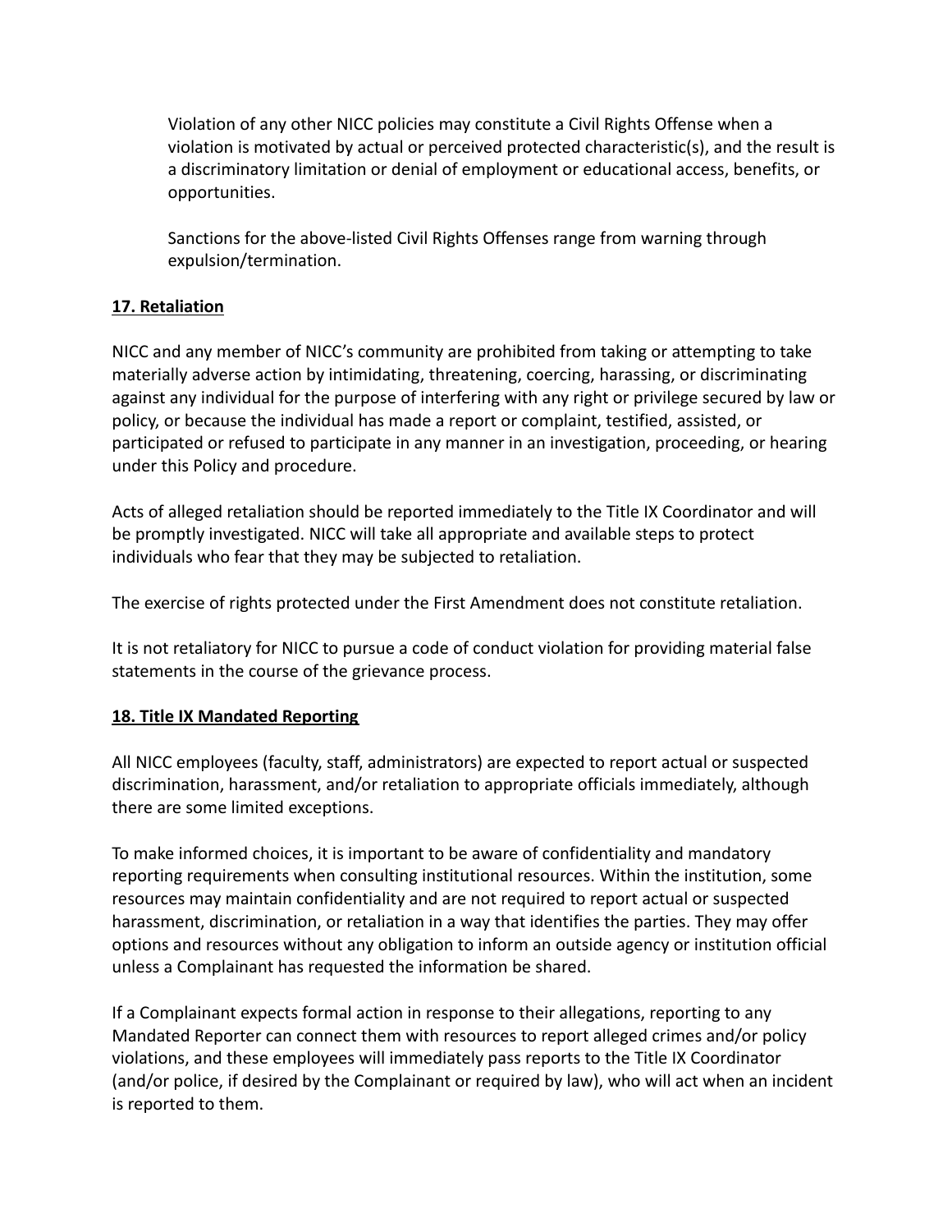Violation of any other NICC policies may constitute a Civil Rights Offense when a violation is motivated by actual or perceived protected characteristic(s), and the result is a discriminatory limitation or denial of employment or educational access, benefits, or opportunities.

Sanctions for the above-listed Civil Rights Offenses range from warning through expulsion/termination.

**17. Retaliation**

NICC and any member of NICC's community are prohibited from taking or attempting to take materially adverse action by intimidating, threatening, coercing, harassing, or discriminating against any individual for the purpose of interfering with any right or privilege secured by law or policy, or because the individual has made a report or complaint, testified, assisted, or participated or refused to participate in any manner in an investigation, proceeding, or hearing under this Policy and procedure.

Acts of alleged retaliation should be reported immediately to the Title IX Coordinator and will be promptly investigated. NICC will take all appropriate and available steps to protect individuals who fear that they may be subjected to retaliation.

The exercise of rights protected under the First Amendment does not constitute retaliation.

It is not retaliatory for NICC to pursue a code of conduct violation for providing material false statements in the course of the grievance process.

**18. Title IX Mandated Reporting**

All NICC employees (faculty, staff, administrators) are expected to report actual or suspected discrimination, harassment, and/or retaliation to appropriate officials immediately, although there are some limited exceptions.

To make informed choices, it is important to be aware of confidentiality and mandatory reporting requirements when consulting institutional resources. Within the institution, some resources may maintain confidentiality and are not required to report actual or suspected harassment, discrimination, or retaliation in a way that identifies the parties. They may offer options and resources without any obligation to inform an outside agency or institution official unless a Complainant has requested the information be shared.

If a Complainant expects formal action in response to their allegations, reporting to any Mandated Reporter can connect them with resources to report alleged crimes and/or policy violations, and these employees will immediately pass reports to the Title IX Coordinator (and/or police, if desired by the Complainant or required by law), who will act when an incident is reported to them.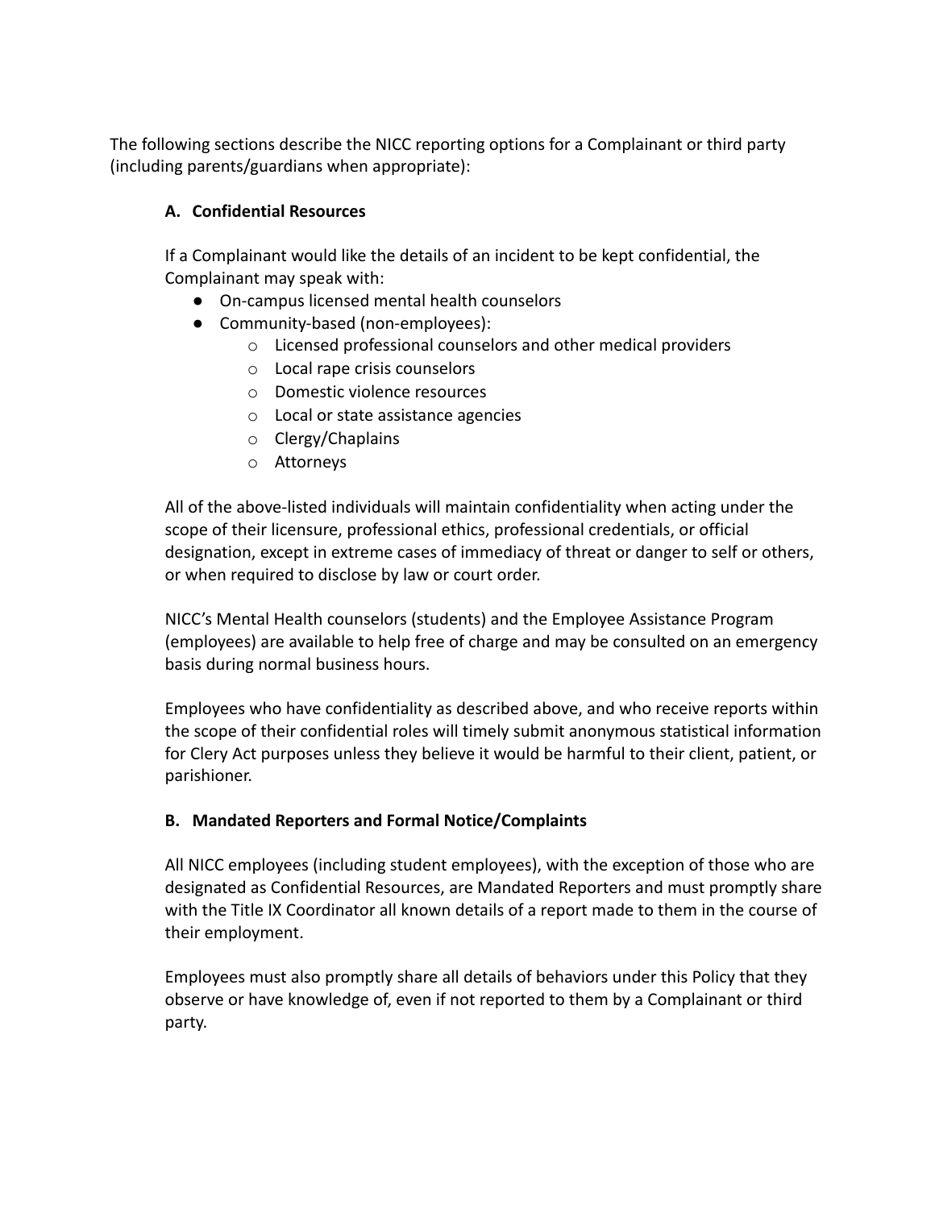The following sections describe the NICC reporting options for a Complainant or third party (including parents/guardians when appropriate):

### A. Confidential Resources

If a Complainant would like the details of an incident to be kept confidential, the Complainant may speak with:

- On-campus licensed mental health counselors
- Community-based (non-employees):
  - Licensed professional counselors and other medical providers
  - Local rape crisis counselors
  - Domestic violence resources
  - Local or state assistance agencies
  - Clergy/Chaplains
  - Attorneys

All of the above-listed individuals will maintain confidentiality when acting under the scope of their licensure, professional ethics, professional credentials, or official designation, except in extreme cases of immediacy of threat or danger to self or others, or when required to disclose by law or court order.

NICC's Mental Health counselors (students) and the Employee Assistance Program (employees) are available to help free of charge and may be consulted on an emergency basis during normal business hours.

Employees who have confidentiality as described above, and who receive reports within the scope of their confidential roles will timely submit anonymous statistical information for Clery Act purposes unless they believe it would be harmful to their client, patient, or parishioner.

### B. Mandated Reporters and Formal Notice/Complaints

All NICC employees (including student employees), with the exception of those who are designated as Confidential Resources, are Mandated Reporters and must promptly share with the Title IX Coordinator all known details of a report made to them in the course of their employment.

Employees must also promptly share all details of behaviors under this Policy that they observe or have knowledge of, even if not reported to them by a Complainant or third party.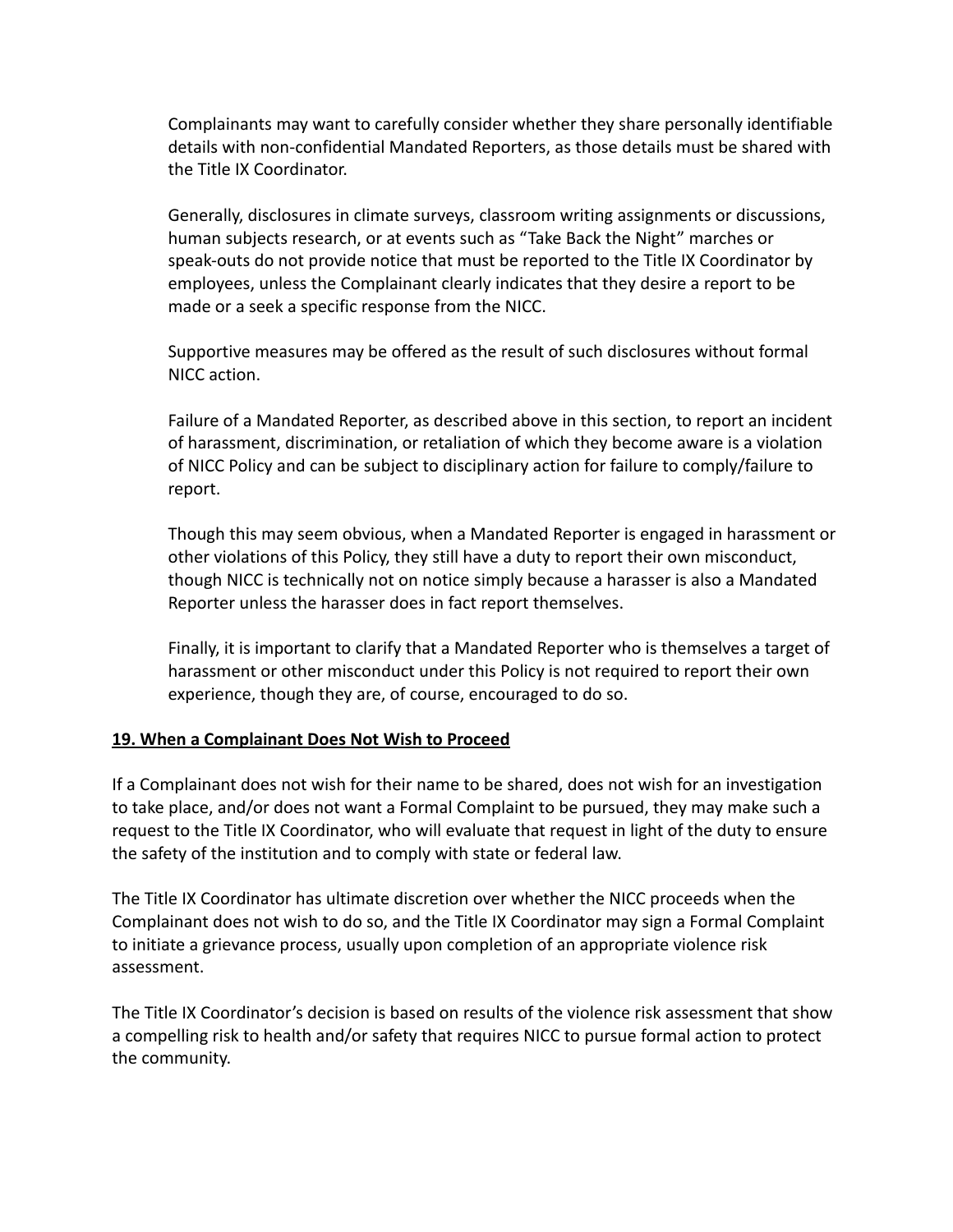Complainants may want to carefully consider whether they share personally identifiable details with non-confidential Mandated Reporters, as those details must be shared with the Title IX Coordinator.

Generally, disclosures in climate surveys, classroom writing assignments or discussions, human subjects research, or at events such as "Take Back the Night" marches or speak-outs do not provide notice that must be reported to the Title IX Coordinator by employees, unless the Complainant clearly indicates that they desire a report to be made or a seek a specific response from the NICC.

Supportive measures may be offered as the result of such disclosures without formal NICC action.

Failure of a Mandated Reporter, as described above in this section, to report an incident of harassment, discrimination, or retaliation of which they become aware is a violation of NICC Policy and can be subject to disciplinary action for failure to comply/failure to report.

Though this may seem obvious, when a Mandated Reporter is engaged in harassment or other violations of this Policy, they still have a duty to report their own misconduct, though NICC is technically not on notice simply because a harasser is also a Mandated Reporter unless the harasser does in fact report themselves.

Finally, it is important to clarify that a Mandated Reporter who is themselves a target of harassment or other misconduct under this Policy is not required to report their own experience, though they are, of course, encouraged to do so.

## 19. When a Complainant Does Not Wish to Proceed

If a Complainant does not wish for their name to be shared, does not wish for an investigation to take place, and/or does not want a Formal Complaint to be pursued, they may make such a request to the Title IX Coordinator, who will evaluate that request in light of the duty to ensure the safety of the institution and to comply with state or federal law.

The Title IX Coordinator has ultimate discretion over whether the NICC proceeds when the Complainant does not wish to do so, and the Title IX Coordinator may sign a Formal Complaint to initiate a grievance process, usually upon completion of an appropriate violence risk assessment.

The Title IX Coordinator's decision is based on results of the violence risk assessment that show a compelling risk to health and/or safety that requires NICC to pursue formal action to protect the community.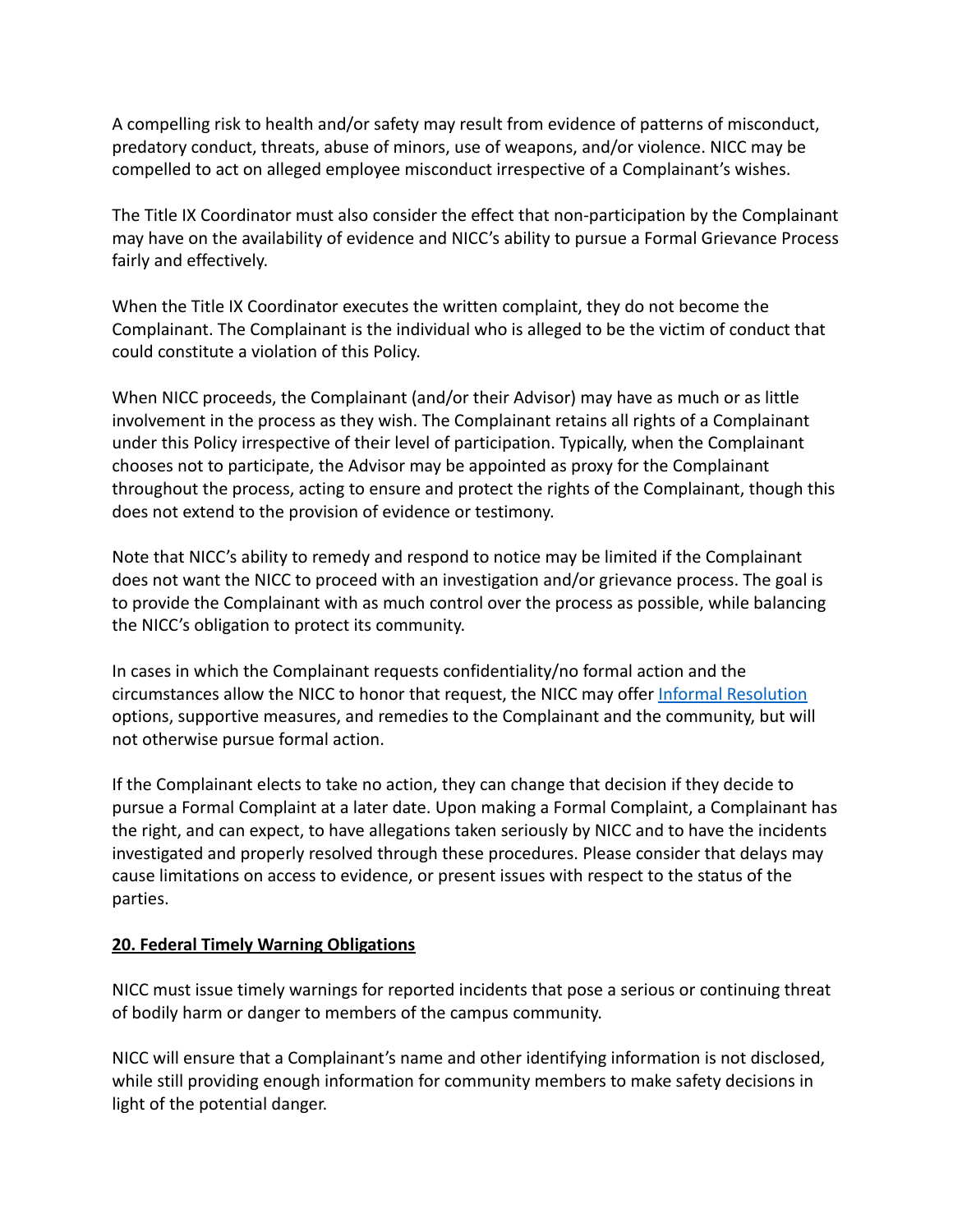A compelling risk to health and/or safety may result from evidence of patterns of misconduct, predatory conduct, threats, abuse of minors, use of weapons, and/or violence. NICC may be compelled to act on alleged employee misconduct irrespective of a Complainant's wishes.

The Title IX Coordinator must also consider the effect that non-participation by the Complainant may have on the availability of evidence and NICC's ability to pursue a Formal Grievance Process fairly and effectively.

When the Title IX Coordinator executes the written complaint, they do not become the Complainant. The Complainant is the individual who is alleged to be the victim of conduct that could constitute a violation of this Policy.

When NICC proceeds, the Complainant (and/or their Advisor) may have as much or as little involvement in the process as they wish. The Complainant retains all rights of a Complainant under this Policy irrespective of their level of participation. Typically, when the Complainant chooses not to participate, the Advisor may be appointed as proxy for the Complainant throughout the process, acting to ensure and protect the rights of the Complainant, though this does not extend to the provision of evidence or testimony.

Note that NICC's ability to remedy and respond to notice may be limited if the Complainant does not want the NICC to proceed with an investigation and/or grievance process. The goal is to provide the Complainant with as much control over the process as possible, while balancing the NICC's obligation to protect its community.

In cases in which the Complainant requests confidentiality/no formal action and the circumstances allow the NICC to honor that request, the NICC may offer [Informal Resolution](#) options, supportive measures, and remedies to the Complainant and the community, but will not otherwise pursue formal action.

If the Complainant elects to take no action, they can change that decision if they decide to pursue a Formal Complaint at a later date. Upon making a Formal Complaint, a Complainant has the right, and can expect, to have allegations taken seriously by NICC and to have the incidents investigated and properly resolved through these procedures. Please consider that delays may cause limitations on access to evidence, or present issues with respect to the status of the parties.

## 20. Federal Timely Warning Obligations

NICC must issue timely warnings for reported incidents that pose a serious or continuing threat of bodily harm or danger to members of the campus community.

NICC will ensure that a Complainant's name and other identifying information is not disclosed, while still providing enough information for community members to make safety decisions in light of the potential danger.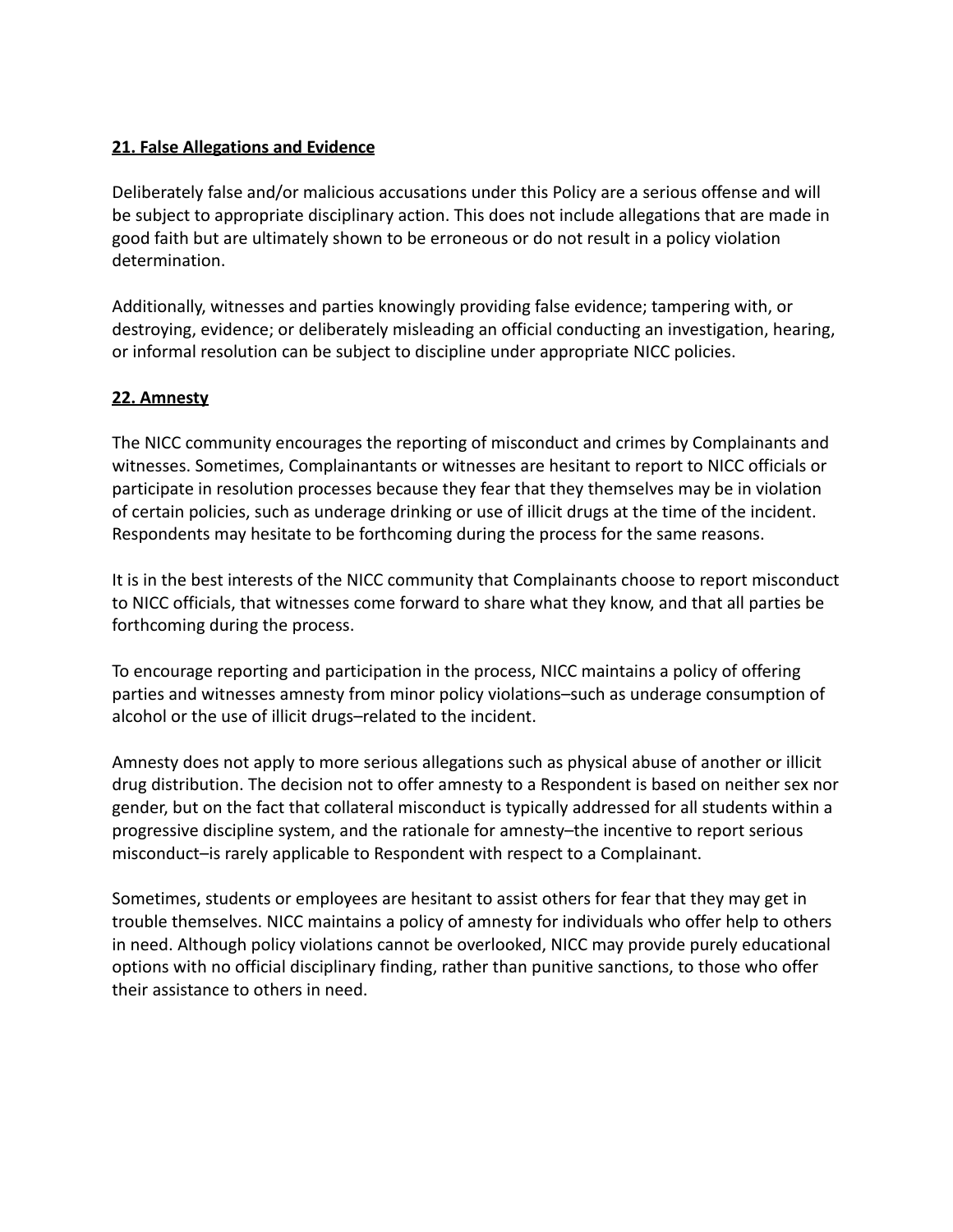## 21. False Allegations and Evidence

Deliberately false and/or malicious accusations under this Policy are a serious offense and will be subject to appropriate disciplinary action. This does not include allegations that are made in good faith but are ultimately shown to be erroneous or do not result in a policy violation determination.

Additionally, witnesses and parties knowingly providing false evidence; tampering with, or destroying, evidence; or deliberately misleading an official conducting an investigation, hearing, or informal resolution can be subject to discipline under appropriate NICC policies.

## 22. Amnesty

The NICC community encourages the reporting of misconduct and crimes by Complainants and witnesses. Sometimes, Complainantants or witnesses are hesitant to report to NICC officials or participate in resolution processes because they fear that they themselves may be in violation of certain policies, such as underage drinking or use of illicit drugs at the time of the incident. Respondents may hesitate to be forthcoming during the process for the same reasons.

It is in the best interests of the NICC community that Complainants choose to report misconduct to NICC officials, that witnesses come forward to share what they know, and that all parties be forthcoming during the process.

To encourage reporting and participation in the process, NICC maintains a policy of offering parties and witnesses amnesty from minor policy violations–such as underage consumption of alcohol or the use of illicit drugs–related to the incident.

Amnesty does not apply to more serious allegations such as physical abuse of another or illicit drug distribution. The decision not to offer amnesty to a Respondent is based on neither sex nor gender, but on the fact that collateral misconduct is typically addressed for all students within a progressive discipline system, and the rationale for amnesty–the incentive to report serious misconduct–is rarely applicable to Respondent with respect to a Complainant.

Sometimes, students or employees are hesitant to assist others for fear that they may get in trouble themselves. NICC maintains a policy of amnesty for individuals who offer help to others in need. Although policy violations cannot be overlooked, NICC may provide purely educational options with no official disciplinary finding, rather than punitive sanctions, to those who offer their assistance to others in need.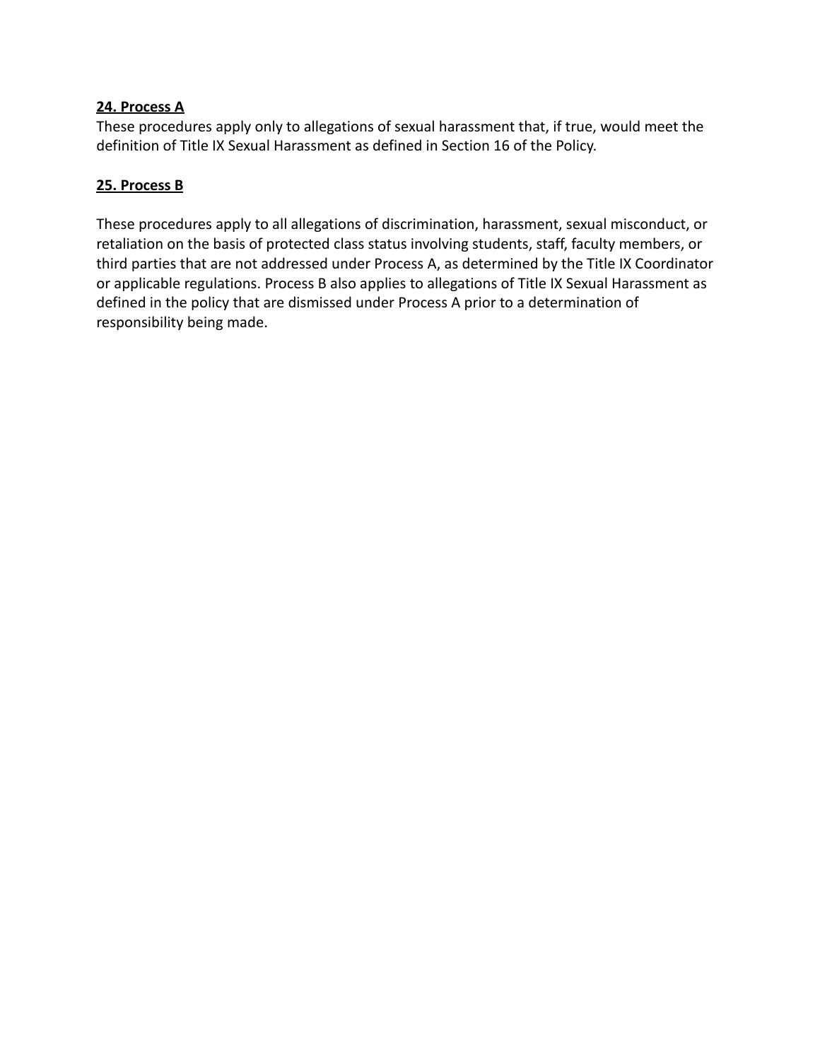**24. Process A**

These procedures apply only to allegations of sexual harassment that, if true, would meet the definition of Title IX Sexual Harassment as defined in Section 16 of the Policy.

**25. Process B**

These procedures apply to all allegations of discrimination, harassment, sexual misconduct, or retaliation on the basis of protected class status involving students, staff, faculty members, or third parties that are not addressed under Process A, as determined by the Title IX Coordinator or applicable regulations. Process B also applies to allegations of Title IX Sexual Harassment as defined in the policy that are dismissed under Process A prior to a determination of responsibility being made.